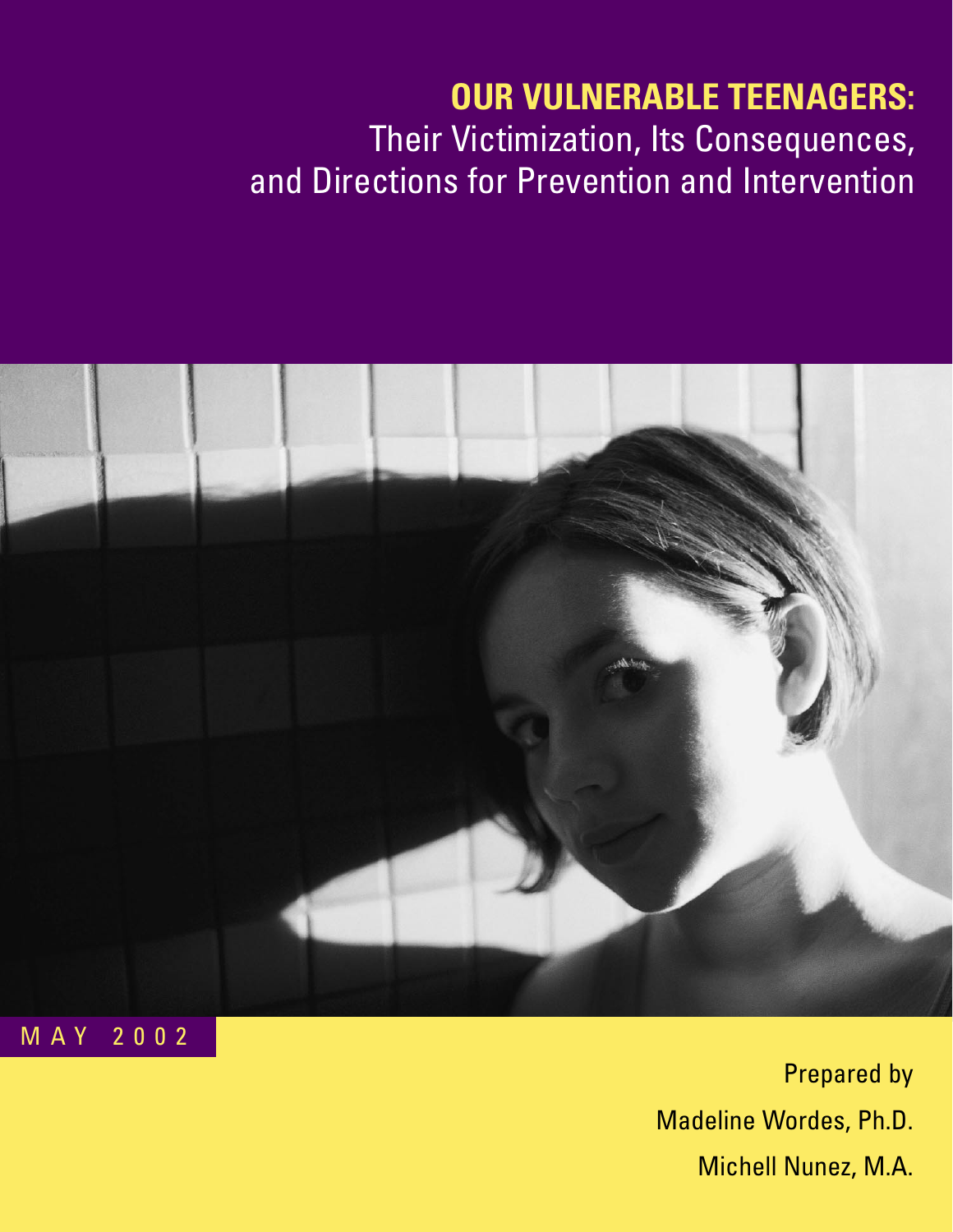# OUR VULNERABLE TEENAGERS:

Their Victimization, Its Consequences, and Directions for Prevention and Intervention

MAY 2002

Prepared by

Madeline Wordes, Ph.D.

Michell Nunez, M.A.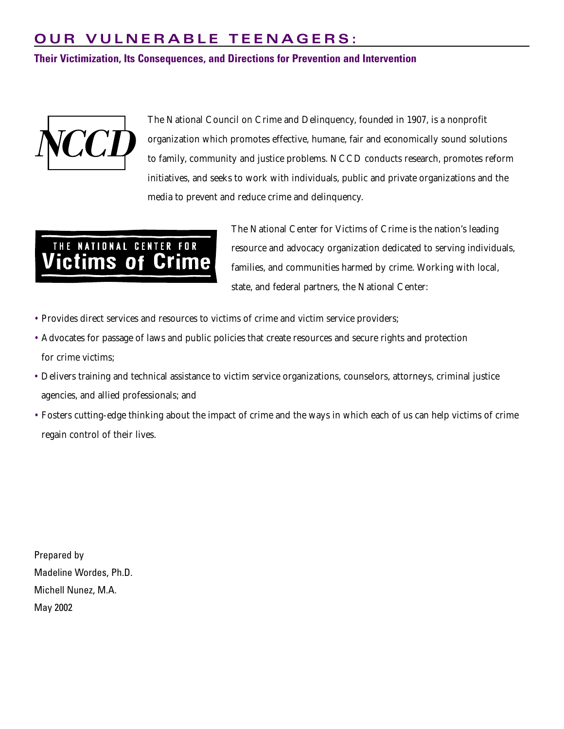# OUR VULNERABLE TEENAGERS:

## Their Victimization, Its Consequences, and Directions for Prevention and Intervention

The National Council on Crime and Delinquency, founded in 1907, is a nonprofit organization which promotes effective, humane, fair and economically sound solutions to family, community and justice problems. NCCD conducts research, promotes reform initiatives, and seeks to work with individuals, public and private organizations and the media to prevent and reduce crime and delinquency.

The National Center for Victims of Crime is the nation's leading resource and advocacy organization dedicated to serving individuals, families, and communities harmed by crime. Working with local, state, and federal partners, the National Center:

- Provides direct services and resources to victims of crime and victim service providers;
- Advocates for passage of laws and public policies that create resources and secure rights and protection for crime victims;
- Delivers training and technical assistance to victim service organizations, counselors, attorneys, criminal justice agencies, and allied professionals; and
- Fosters cutting-edge thinking about the impact of crime and the ways in which each of us can help victims of crime regain control of their lives.

Prepared by
Madeline Wordes, Ph.D.
Michell Nunez, M.A.
May 2002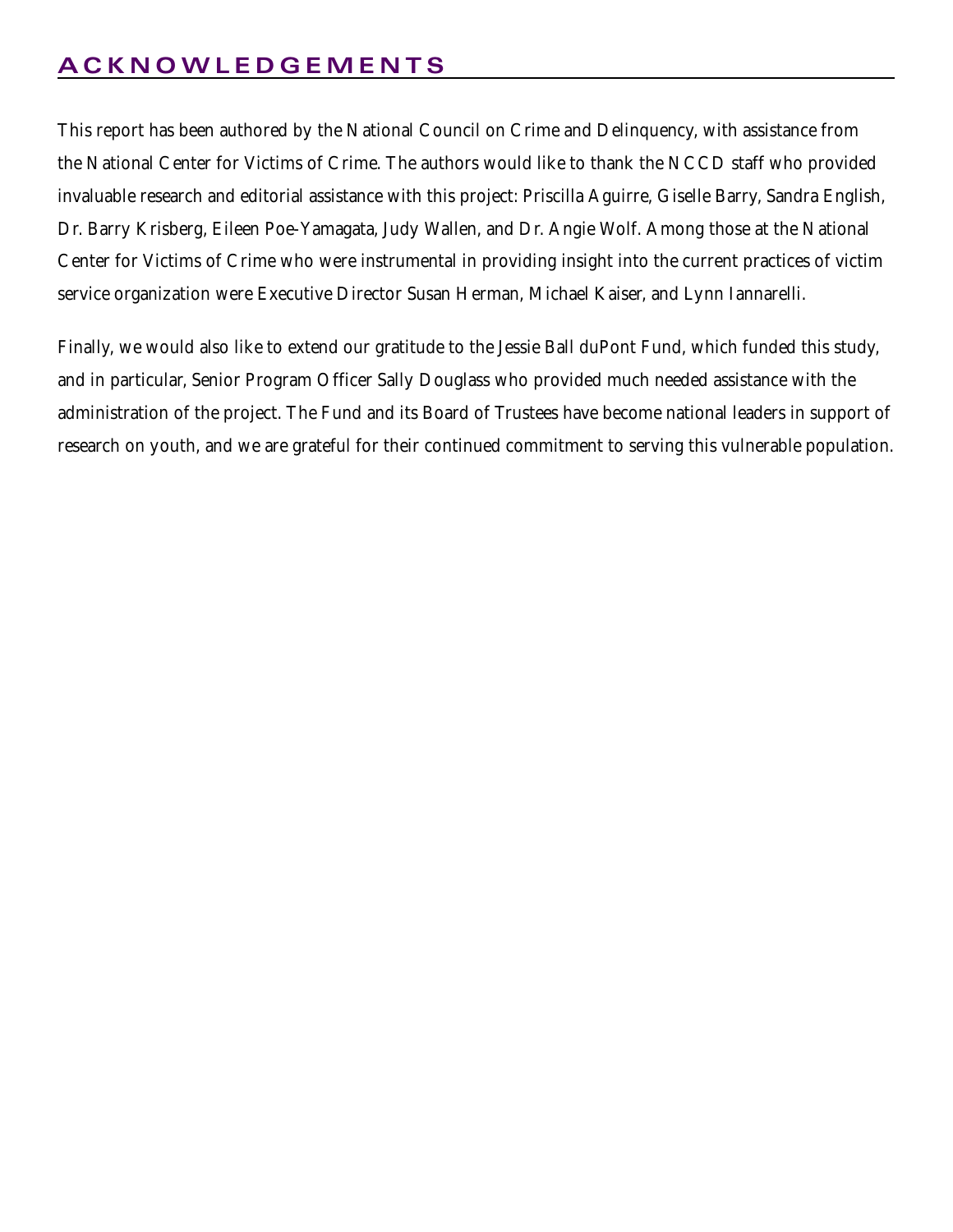# ACKNOWLEDGEMENTS

This report has been authored by the National Council on Crime and Delinquency, with assistance from the National Center for Victims of Crime. The authors would like to thank the NCCD staff who provided invaluable research and editorial assistance with this project: Priscilla Aguirre, Giselle Barry, Sandra English, Dr. Barry Krisberg, Eileen Poe-Yamagata, Judy Wallen, and Dr. Angie Wolf. Among those at the National Center for Victims of Crime who were instrumental in providing insight into the current practices of victim service organization were Executive Director Susan Herman, Michael Kaiser, and Lynn Iannarelli.

Finally, we would also like to extend our gratitude to the Jessie Ball duPont Fund, which funded this study, and in particular, Senior Program Officer Sally Douglass who provided much needed assistance with the administration of the project. The Fund and its Board of Trustees have become national leaders in support of research on youth, and we are grateful for their continued commitment to serving this vulnerable population.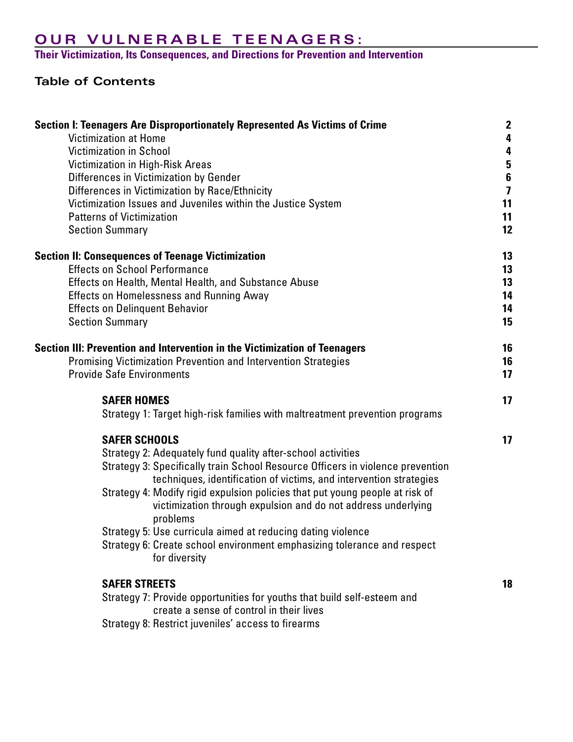# OUR VULNERABLE TEENAGERS:

**Their Victimization, Its Consequences, and Directions for Prevention and Intervention**

## Table of Contents

| | |
|---|---|
| **Section I: Teenagers Are Disproportionately Represented As Victims of Crime** | **2** |
| Victimization at Home | 4 |
| Victimization in School | 4 |
| Victimization in High-Risk Areas | 5 |
| Differences in Victimization by Gender | 6 |
| Differences in Victimization by Race/Ethnicity | 7 |
| Victimization Issues and Juveniles within the Justice System | 11 |
| Patterns of Victimization | 11 |
| Section Summary | 12 |
| **Section II: Consequences of Teenage Victimization** | **13** |
| Effects on School Performance | 13 |
| Effects on Health, Mental Health, and Substance Abuse | 13 |
| Effects on Homelessness and Running Away | 14 |
| Effects on Delinquent Behavior | 14 |
| Section Summary | 15 |
| **Section III: Prevention and Intervention in the Victimization of Teenagers** | **16** |
| Promising Victimization Prevention and Intervention Strategies | 16 |
| Provide Safe Environments | 17 |
| **SAFER HOMES** | **17** |
| Strategy 1: Target high-risk families with maltreatment prevention programs | |
| **SAFER SCHOOLS** | **17** |
| Strategy 2: Adequately fund quality after-school activities | |
| Strategy 3: Specifically train School Resource Officers in violence prevention techniques, identification of victims, and intervention strategies | |
| Strategy 4: Modify rigid expulsion policies that put young people at risk of victimization through expulsion and do not address underlying problems | |
| Strategy 5: Use curricula aimed at reducing dating violence | |
| Strategy 6: Create school environment emphasizing tolerance and respect for diversity | |
| **SAFER STREETS** | **18** |
| Strategy 7: Provide opportunities for youths that build self-esteem and create a sense of control in their lives | |
| Strategy 8: Restrict juveniles' access to firearms | |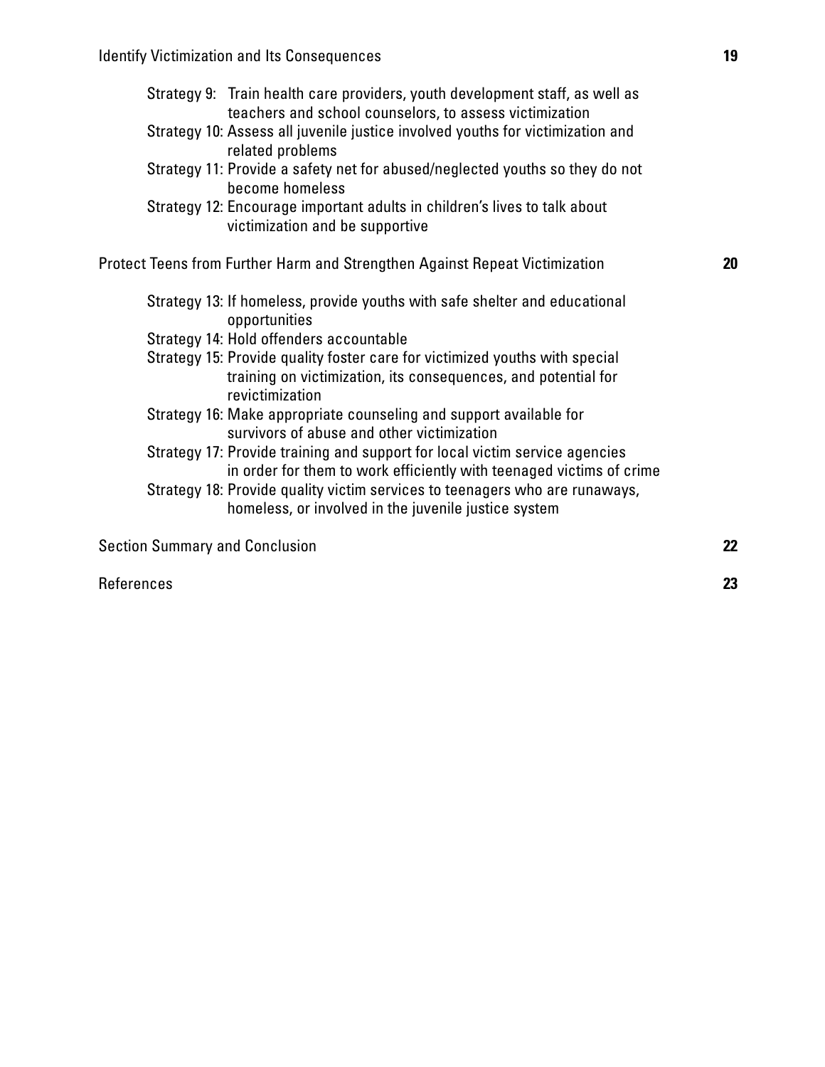Identify Victimization and Its Consequences 19

- Strategy 9: Train health care providers, youth development staff, as well as teachers and school counselors, to assess victimization
- Strategy 10: Assess all juvenile justice involved youths for victimization and related problems
- Strategy 11: Provide a safety net for abused/neglected youths so they do not become homeless
- Strategy 12: Encourage important adults in children's lives to talk about victimization and be supportive

Protect Teens from Further Harm and Strengthen Against Repeat Victimization 20

- Strategy 13: If homeless, provide youths with safe shelter and educational opportunities
- Strategy 14: Hold offenders accountable
- Strategy 15: Provide quality foster care for victimized youths with special training on victimization, its consequences, and potential for revictimization
- Strategy 16: Make appropriate counseling and support available for survivors of abuse and other victimization
- Strategy 17: Provide training and support for local victim service agencies in order for them to work efficiently with teenaged victims of crime
- Strategy 18: Provide quality victim services to teenagers who are runaways, homeless, or involved in the juvenile justice system

Section Summary and Conclusion 22

References 23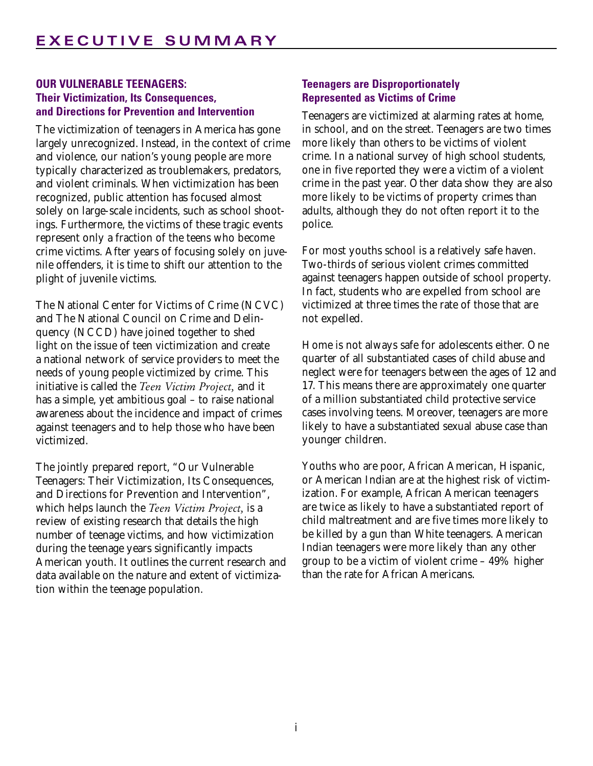# EXECUTIVE SUMMARY

## OUR VULNERABLE TEENAGERS: Their Victimization, Its Consequences, and Directions for Prevention and Intervention

The victimization of teenagers in America has gone largely unrecognized. Instead, in the context of crime and violence, our nation's young people are more typically characterized as troublemakers, predators, and violent criminals. When victimization has been recognized, public attention has focused almost solely on large-scale incidents, such as school shootings. Furthermore, the victims of these tragic events represent only a fraction of the teens who become crime victims. After years of focusing solely on juvenile offenders, it is time to shift our attention to the plight of juvenile victims.

The National Center for Victims of Crime (NCVC) and The National Council on Crime and Delinquency (NCCD) have joined together to shed light on the issue of teen victimization and create a national network of service providers to meet the needs of young people victimized by crime. This initiative is called the *Teen Victim Project*, and it has a simple, yet ambitious goal – to raise national awareness about the incidence and impact of crimes against teenagers and to help those who have been victimized.

The jointly prepared report, "Our Vulnerable Teenagers: Their Victimization, Its Consequences, and Directions for Prevention and Intervention", which helps launch the *Teen Victim Project*, is a review of existing research that details the high number of teenage victims, and how victimization during the teenage years significantly impacts American youth. It outlines the current research and data available on the nature and extent of victimization within the teenage population.

## Teenagers are Disproportionately Represented as Victims of Crime

Teenagers are victimized at alarming rates at home, in school, and on the street. Teenagers are two times more likely than others to be victims of violent crime. In a national survey of high school students, one in five reported they were a victim of a violent crime in the past year. Other data show they are also more likely to be victims of property crimes than adults, although they do not often report it to the police.

For most youths school is a relatively safe haven. Two-thirds of serious violent crimes committed against teenagers happen outside of school property. In fact, students who are expelled from school are victimized at three times the rate of those that are not expelled.

Home is not always safe for adolescents either. One quarter of all substantiated cases of child abuse and neglect were for teenagers between the ages of 12 and 17. This means there are approximately one quarter of a million substantiated child protective service cases involving teens. Moreover, teenagers are more likely to have a substantiated sexual abuse case than younger children.

Youths who are poor, African American, Hispanic, or American Indian are at the highest risk of victimization. For example, African American teenagers are twice as likely to have a substantiated report of child maltreatment and are five times more likely to be killed by a gun than White teenagers. American Indian teenagers were more likely than any other group to be a victim of violent crime – 49% higher than the rate for African Americans.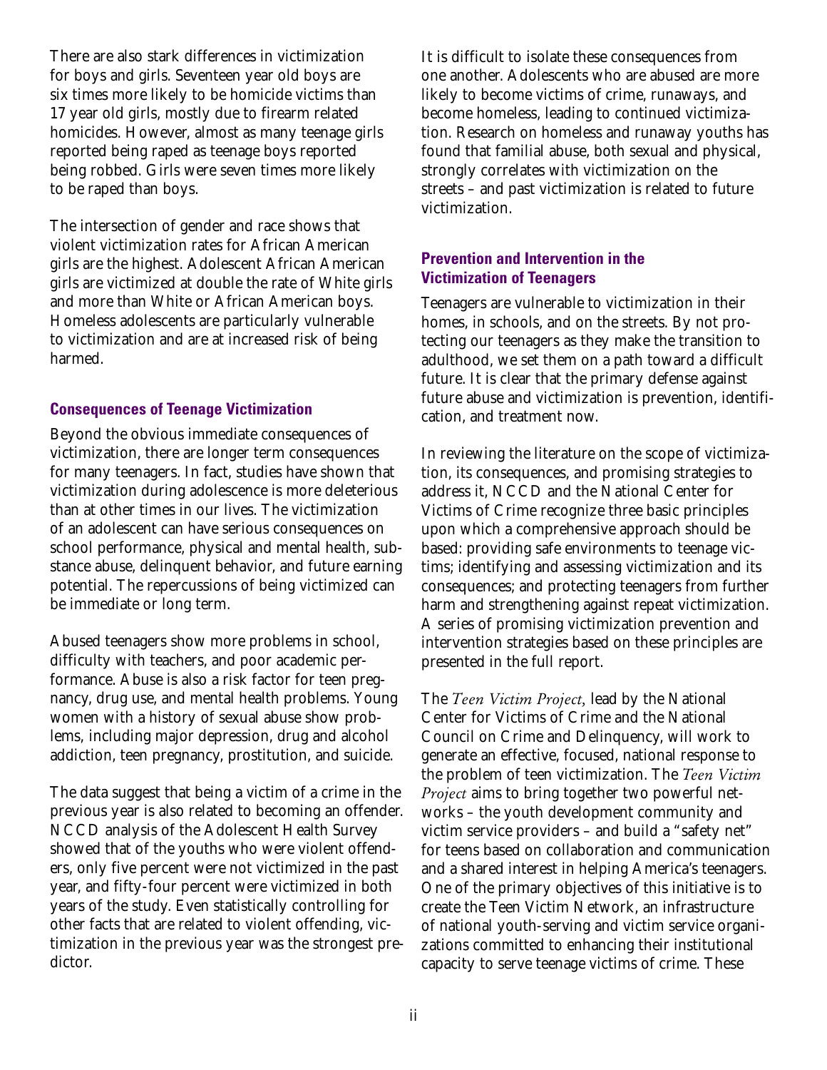There are also stark differences in victimization for boys and girls. Seventeen year old boys are six times more likely to be homicide victims than 17 year old girls, mostly due to firearm related homicides. However, almost as many teenage girls reported being raped as teenage boys reported being robbed. Girls were seven times more likely to be raped than boys.

The intersection of gender and race shows that violent victimization rates for African American girls are the highest. Adolescent African American girls are victimized at double the rate of White girls and more than White or African American boys. Homeless adolescents are particularly vulnerable to victimization and are at increased risk of being harmed.

## Consequences of Teenage Victimization

Beyond the obvious immediate consequences of victimization, there are longer term consequences for many teenagers. In fact, studies have shown that victimization during adolescence is more deleterious than at other times in our lives. The victimization of an adolescent can have serious consequences on school performance, physical and mental health, substance abuse, delinquent behavior, and future earning potential. The repercussions of being victimized can be immediate or long term.

Abused teenagers show more problems in school, difficulty with teachers, and poor academic performance. Abuse is also a risk factor for teen pregnancy, drug use, and mental health problems. Young women with a history of sexual abuse show problems, including major depression, drug and alcohol addiction, teen pregnancy, prostitution, and suicide.

The data suggest that being a victim of a crime in the previous year is also related to becoming an offender. NCCD analysis of the Adolescent Health Survey showed that of the youths who were violent offenders, only five percent were not victimized in the past year, and fifty-four percent were victimized in both years of the study. Even statistically controlling for other facts that are related to violent offending, victimization in the previous year was the strongest predictor.

It is difficult to isolate these consequences from one another. Adolescents who are abused are more likely to become victims of crime, runaways, and become homeless, leading to continued victimization. Research on homeless and runaway youths has found that familial abuse, both sexual and physical, strongly correlates with victimization on the streets – and past victimization is related to future victimization.

## Prevention and Intervention in the Victimization of Teenagers

Teenagers are vulnerable to victimization in their homes, in schools, and on the streets. By not protecting our teenagers as they make the transition to adulthood, we set them on a path toward a difficult future. It is clear that the primary defense against future abuse and victimization is prevention, identification, and treatment now.

In reviewing the literature on the scope of victimization, its consequences, and promising strategies to address it, NCCD and the National Center for Victims of Crime recognize three basic principles upon which a comprehensive approach should be based: providing safe environments to teenage victims; identifying and assessing victimization and its consequences; and protecting teenagers from further harm and strengthening against repeat victimization. A series of promising victimization prevention and intervention strategies based on these principles are presented in the full report.

The *Teen Victim Project*, lead by the National Center for Victims of Crime and the National Council on Crime and Delinquency, will work to generate an effective, focused, national response to the problem of teen victimization. The *Teen Victim Project* aims to bring together two powerful networks – the youth development community and victim service providers – and build a "safety net" for teens based on collaboration and communication and a shared interest in helping America's teenagers. One of the primary objectives of this initiative is to create the Teen Victim Network, an infrastructure of national youth-serving and victim service organizations committed to enhancing their institutional capacity to serve teenage victims of crime. These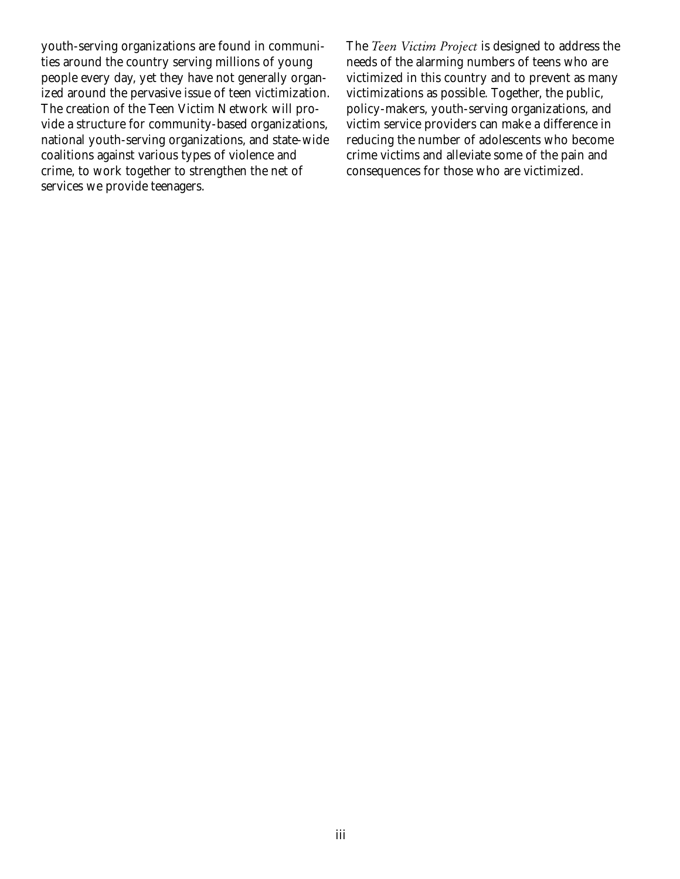youth-serving organizations are found in communities around the country serving millions of young people every day, yet they have not generally organized around the pervasive issue of teen victimization. The creation of the Teen Victim Network will provide a structure for community-based organizations, national youth-serving organizations, and state-wide coalitions against various types of violence and crime, to work together to strengthen the net of services we provide teenagers.

The *Teen Victim Project* is designed to address the needs of the alarming numbers of teens who are victimized in this country and to prevent as many victimizations as possible. Together, the public, policy-makers, youth-serving organizations, and victim service providers can make a difference in reducing the number of adolescents who become crime victims and alleviate some of the pain and consequences for those who are victimized.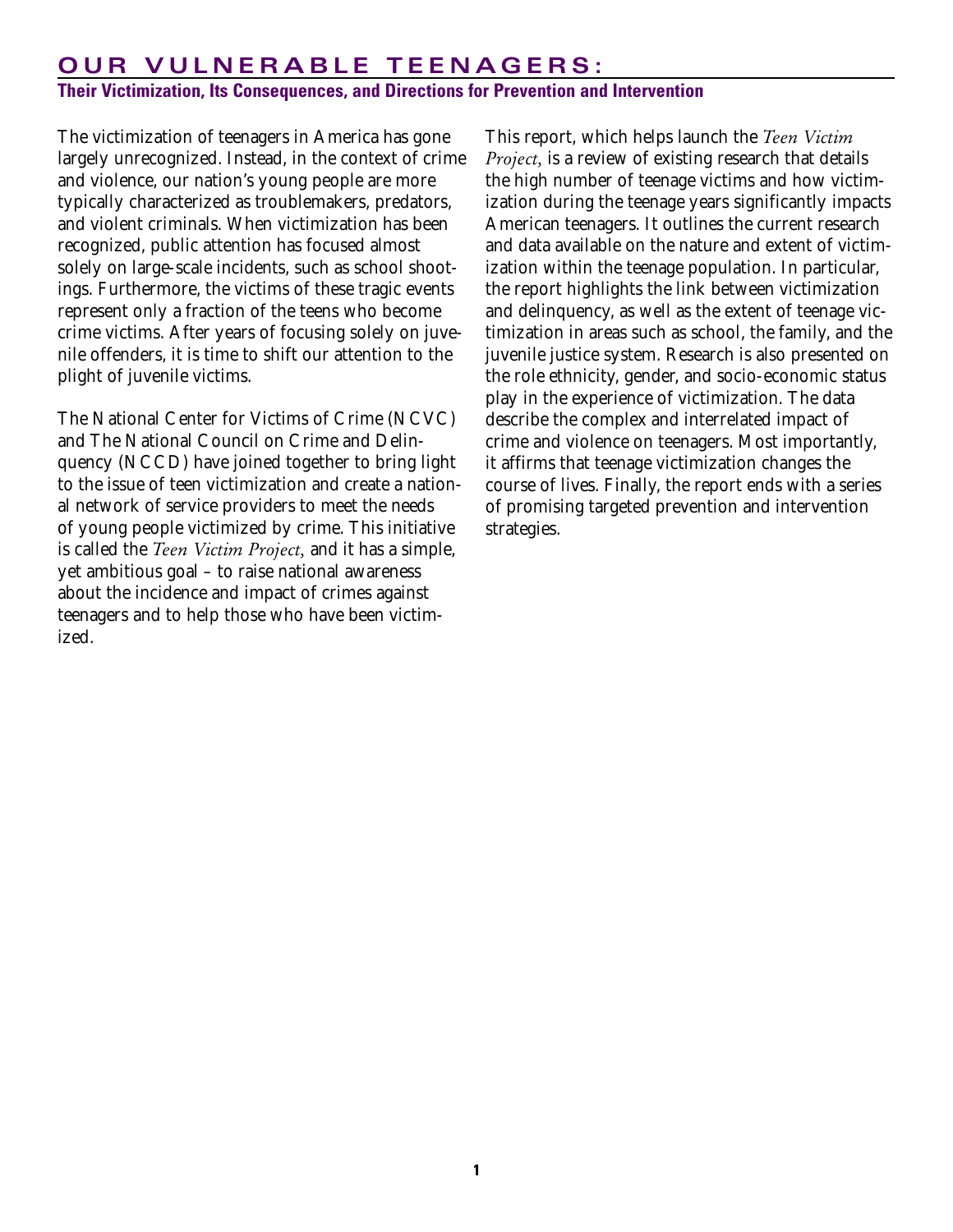# OUR VULNERABLE TEENAGERS:

## Their Victimization, Its Consequences, and Directions for Prevention and Intervention

The victimization of teenagers in America has gone largely unrecognized. Instead, in the context of crime and violence, our nation's young people are more typically characterized as troublemakers, predators, and violent criminals. When victimization has been recognized, public attention has focused almost solely on large-scale incidents, such as school shootings. Furthermore, the victims of these tragic events represent only a fraction of the teens who become crime victims. After years of focusing solely on juvenile offenders, it is time to shift our attention to the plight of juvenile victims.

The National Center for Victims of Crime (NCVC) and The National Council on Crime and Delinquency (NCCD) have joined together to bring light to the issue of teen victimization and create a national network of service providers to meet the needs of young people victimized by crime. This initiative is called the *Teen Victim Project*, and it has a simple, yet ambitious goal – to raise national awareness about the incidence and impact of crimes against teenagers and to help those who have been victimized.

This report, which helps launch the *Teen Victim Project*, is a review of existing research that details the high number of teenage victims and how victimization during the teenage years significantly impacts American teenagers. It outlines the current research and data available on the nature and extent of victimization within the teenage population. In particular, the report highlights the link between victimization and delinquency, as well as the extent of teenage victimization in areas such as school, the family, and the juvenile justice system. Research is also presented on the role ethnicity, gender, and socio-economic status play in the experience of victimization. The data describe the complex and interrelated impact of crime and violence on teenagers. Most importantly, it affirms that teenage victimization changes the course of lives. Finally, the report ends with a series of promising targeted prevention and intervention strategies.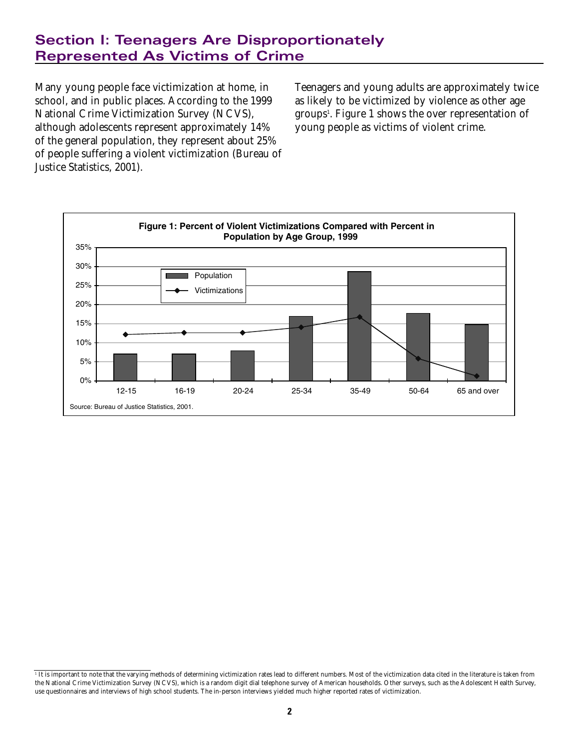## Section I: Teenagers Are Disproportionately Represented As Victims of Crime

Many young people face victimization at home, in school, and in public places. According to the 1999 National Crime Victimization Survey (NCVS), although adolescents represent approximately 14% of the general population, they represent about 25% of people suffering a violent victimization (Bureau of Justice Statistics, 2001).

Teenagers and young adults are approximately twice as likely to be victimized by violence as other age groups[1]. Figure 1 shows the over representation of young people as victims of violent crime.

**Figure 1: Percent of Violent Victimizations Compared with Percent in Population by Age Group, 1999**

Source: Bureau of Justice Statistics, 2001.

---

[1] It is important to note that the varying methods of determining victimization rates lead to different numbers. Most of the victimization data cited in the literature is taken from the National Crime Victimization Survey (NCVS), which is a random digit dial telephone survey of American households. Other surveys, such as the Adolescent Health Survey, use questionnaires and interviews of high school students. The in-person interviews yielded much higher reported rates of victimization.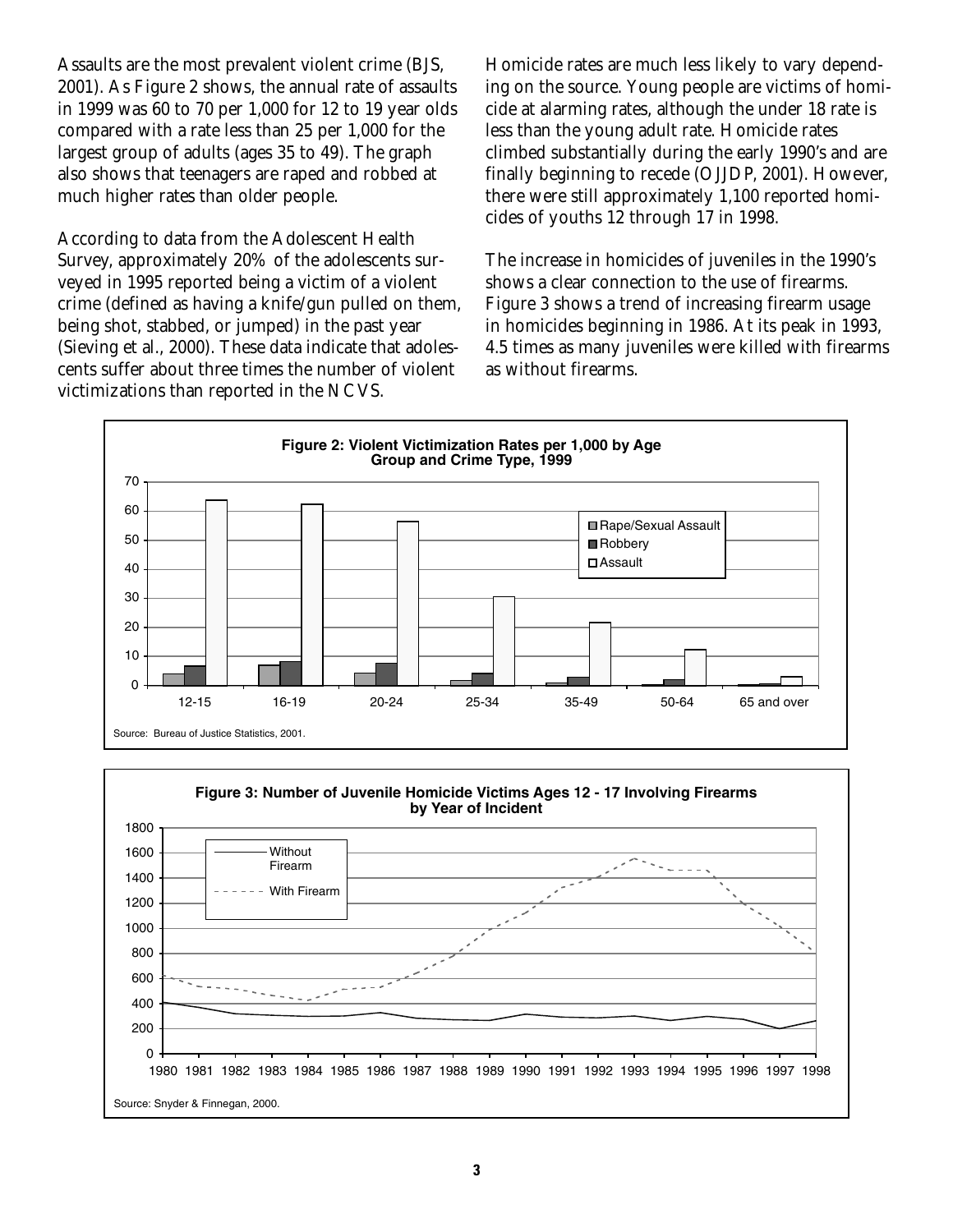Assaults are the most prevalent violent crime (BJS, 2001). As Figure 2 shows, the annual rate of assaults in 1999 was 60 to 70 per 1,000 for 12 to 19 year olds compared with a rate less than 25 per 1,000 for the largest group of adults (ages 35 to 49). The graph also shows that teenagers are raped and robbed at much higher rates than older people.

According to data from the Adolescent Health Survey, approximately 20% of the adolescents surveyed in 1995 reported being a victim of a violent crime (defined as having a knife/gun pulled on them, being shot, stabbed, or jumped) in the past year (Sieving et al., 2000). These data indicate that adolescents suffer about three times the number of violent victimizations than reported in the NCVS.

Homicide rates are much less likely to vary depending on the source. Young people are victims of homicide at alarming rates, although the under 18 rate is less than the young adult rate. Homicide rates climbed substantially during the early 1990's and are finally beginning to recede (OJJDP, 2001). However, there were still approximately 1,100 reported homicides of youths 12 through 17 in 1998.

The increase in homicides of juveniles in the 1990's shows a clear connection to the use of firearms. Figure 3 shows a trend of increasing firearm usage in homicides beginning in 1986. At its peak in 1993, 4.5 times as many juveniles were killed with firearms as without firearms.

**Figure 2: Violent Victimization Rates per 1,000 by Age Group and Crime Type, 1999**

Source: Bureau of Justice Statistics, 2001.

**Figure 3: Number of Juvenile Homicide Victims Ages 12 - 17 Involving Firearms by Year of Incident**

Source: Snyder & Finnegan, 2000.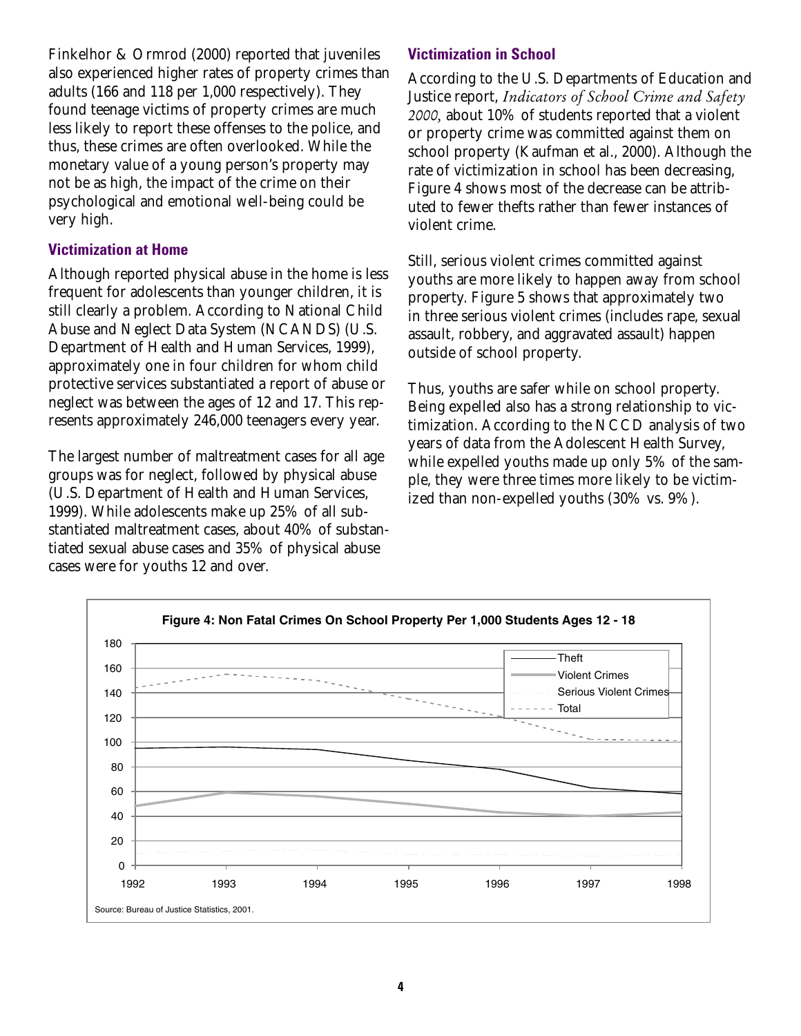Finkelhor & Ormrod (2000) reported that juveniles also experienced higher rates of property crimes than adults (166 and 118 per 1,000 respectively). They found teenage victims of property crimes are much less likely to report these offenses to the police, and thus, these crimes are often overlooked. While the monetary value of a young person's property may not be as high, the impact of the crime on their psychological and emotional well-being could be very high.

### Victimization at Home

Although reported physical abuse in the home is less frequent for adolescents than younger children, it is still clearly a problem. According to National Child Abuse and Neglect Data System (NCANDS) (U.S. Department of Health and Human Services, 1999), approximately one in four children for whom child protective services substantiated a report of abuse or neglect was between the ages of 12 and 17. This represents approximately 246,000 teenagers every year.

The largest number of maltreatment cases for all age groups was for neglect, followed by physical abuse (U.S. Department of Health and Human Services, 1999). While adolescents make up 25% of all substantiated maltreatment cases, about 40% of substantiated sexual abuse cases and 35% of physical abuse cases were for youths 12 and over.

### Victimization in School

According to the U.S. Departments of Education and Justice report, *Indicators of School Crime and Safety 2000*, about 10% of students reported that a violent or property crime was committed against them on school property (Kaufman et al., 2000). Although the rate of victimization in school has been decreasing, Figure 4 shows most of the decrease can be attributed to fewer thefts rather than fewer instances of violent crime.

Still, serious violent crimes committed against youths are more likely to happen away from school property. Figure 5 shows that approximately two in three serious violent crimes (includes rape, sexual assault, robbery, and aggravated assault) happen outside of school property.

Thus, youths are safer while on school property. Being expelled also has a strong relationship to victimization. According to the NCCD analysis of two years of data from the Adolescent Health Survey, while expelled youths made up only 5% of the sample, they were three times more likely to be victimized than non-expelled youths (30% vs. 9%).

**Figure 4: Non Fatal Crimes On School Property Per 1,000 Students Ages 12 - 18**

Source: Bureau of Justice Statistics, 2001.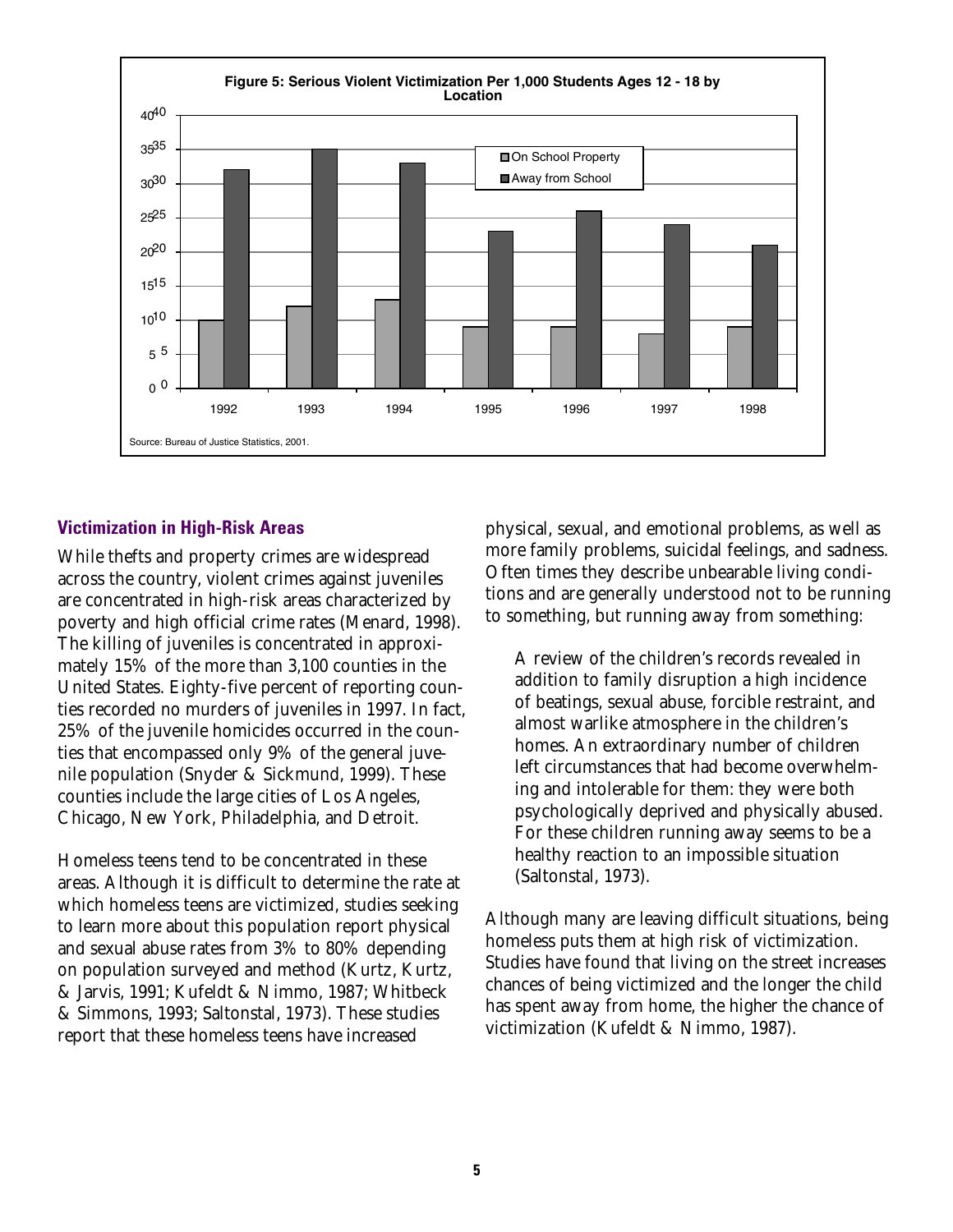**Figure 5: Serious Violent Victimization Per 1,000 Students Ages 12 - 18 by Location**

| Year | On School Property | Away from School |
|---|---|---|
| 1992 | 10 | 32 |
| 1993 | 12 | 35 |
| 1994 | 13 | 33 |
| 1995 | 9 | 23 |
| 1996 | 9 | 26 |
| 1997 | 8 | 24 |
| 1998 | 9 | 21 |

Source: Bureau of Justice Statistics, 2001.

## Victimization in High-Risk Areas

While thefts and property crimes are widespread across the country, violent crimes against juveniles are concentrated in high-risk areas characterized by poverty and high official crime rates (Menard, 1998). The killing of juveniles is concentrated in approximately 15% of the more than 3,100 counties in the United States. Eighty-five percent of reporting counties recorded no murders of juveniles in 1997. In fact, 25% of the juvenile homicides occurred in the counties that encompassed only 9% of the general juvenile population (Snyder & Sickmund, 1999). These counties include the large cities of Los Angeles, Chicago, New York, Philadelphia, and Detroit.

Homeless teens tend to be concentrated in these areas. Although it is difficult to determine the rate at which homeless teens are victimized, studies seeking to learn more about this population report physical and sexual abuse rates from 3% to 80% depending on population surveyed and method (Kurtz, Kurtz, & Jarvis, 1991; Kufeldt & Nimmo, 1987; Whitbeck & Simmons, 1993; Saltonstal, 1973). These studies report that these homeless teens have increased physical, sexual, and emotional problems, as well as more family problems, suicidal feelings, and sadness. Often times they describe unbearable living conditions and are generally understood not to be running to something, but running away from something:

> A review of the children's records revealed in addition to family disruption a high incidence of beatings, sexual abuse, forcible restraint, and almost warlike atmosphere in the children's homes. An extraordinary number of children left circumstances that had become overwhelming and intolerable for them: they were both psychologically deprived and physically abused. For these children running away seems to be a healthy reaction to an impossible situation (Saltonstal, 1973).

Although many are leaving difficult situations, being homeless puts them at high risk of victimization. Studies have found that living on the street increases chances of being victimized and the longer the child has spent away from home, the higher the chance of victimization (Kufeldt & Nimmo, 1987).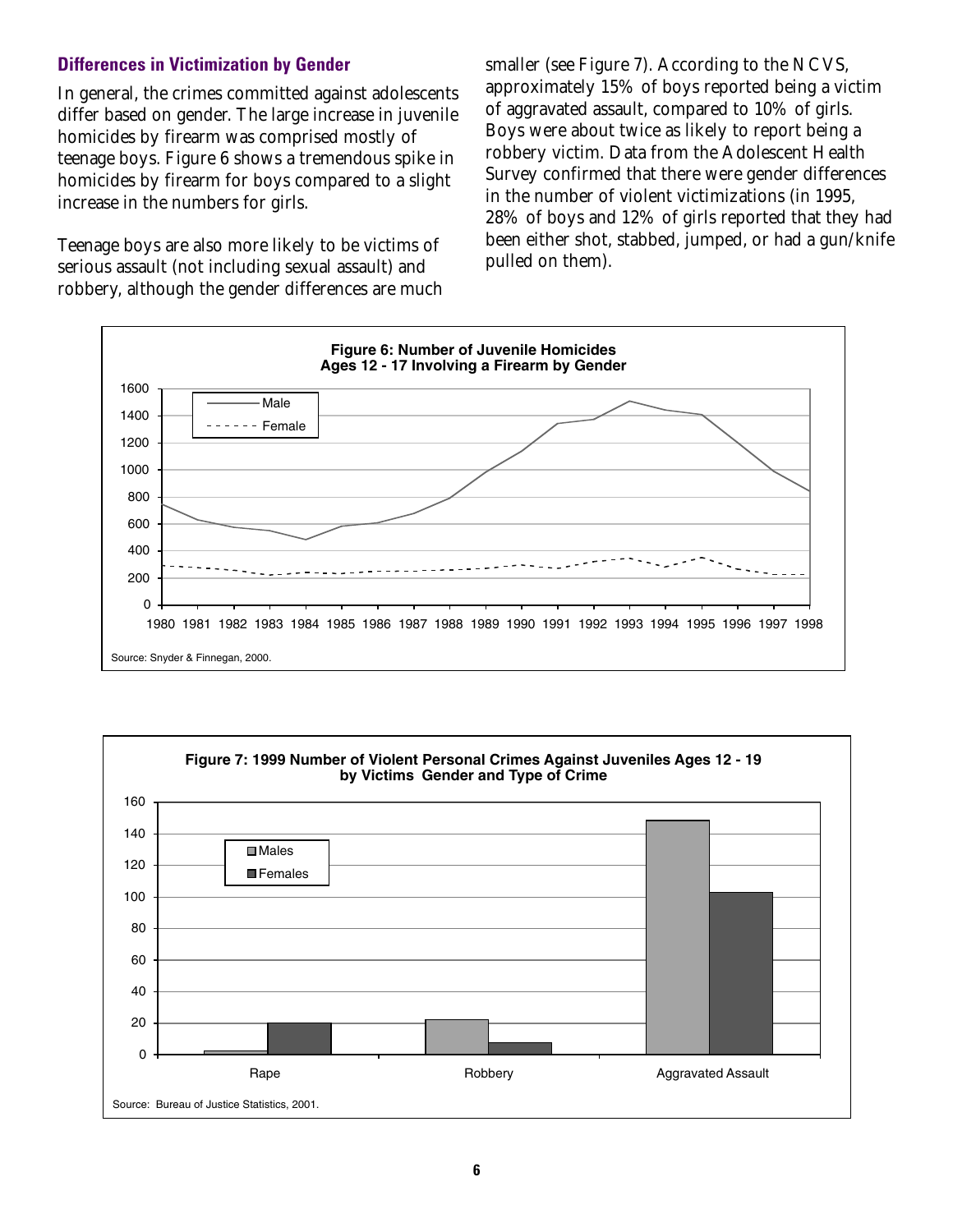### Differences in Victimization by Gender

In general, the crimes committed against adolescents differ based on gender. The large increase in juvenile homicides by firearm was comprised mostly of teenage boys. Figure 6 shows a tremendous spike in homicides by firearm for boys compared to a slight increase in the numbers for girls.

Teenage boys are also more likely to be victims of serious assault (not including sexual assault) and robbery, although the gender differences are much smaller (see Figure 7). According to the NCVS, approximately 15% of boys reported being a victim of aggravated assault, compared to 10% of girls. Boys were about twice as likely to report being a robbery victim. Data from the Adolescent Health Survey confirmed that there were gender differences in the number of violent victimizations (in 1995, 28% of boys and 12% of girls reported that they had been either shot, stabbed, jumped, or had a gun/knife pulled on them).

**Figure 6: Number of Juvenile Homicides Ages 12 - 17 Involving a Firearm by Gender**

Source: Snyder & Finnegan, 2000.

**Figure 7: 1999 Number of Violent Personal Crimes Against Juveniles Ages 12 - 19 by Victims Gender and Type of Crime**

Source: Bureau of Justice Statistics, 2001.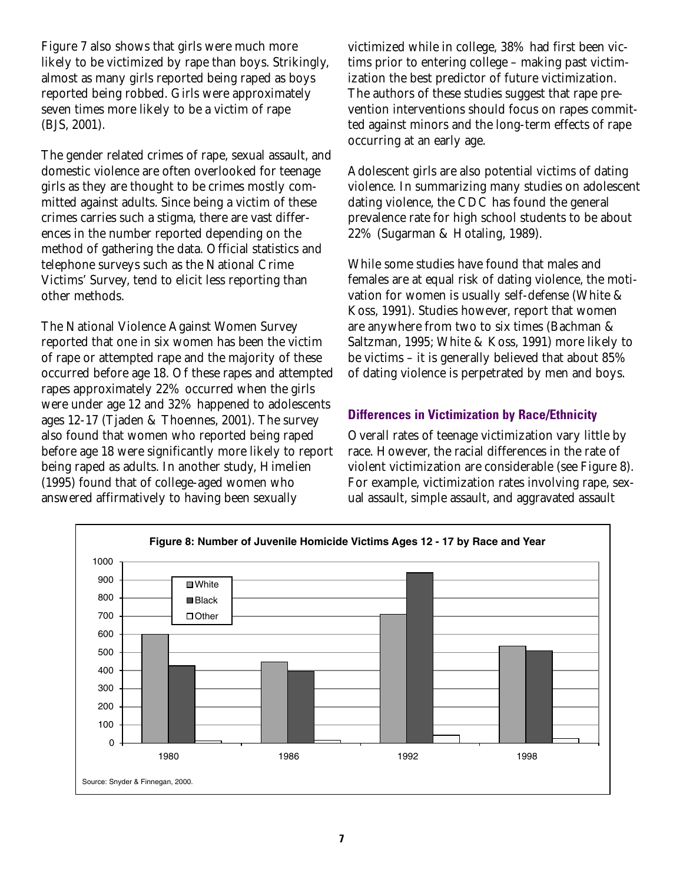Figure 7 also shows that girls were much more likely to be victimized by rape than boys. Strikingly, almost as many girls reported being raped as boys reported being robbed. Girls were approximately seven times more likely to be a victim of rape (BJS, 2001).

The gender related crimes of rape, sexual assault, and domestic violence are often overlooked for teenage girls as they are thought to be crimes mostly committed against adults. Since being a victim of these crimes carries such a stigma, there are vast differences in the number reported depending on the method of gathering the data. Official statistics and telephone surveys such as the National Crime Victims' Survey, tend to elicit less reporting than other methods.

The National Violence Against Women Survey reported that one in six women has been the victim of rape or attempted rape and the majority of these occurred before age 18. Of these rapes and attempted rapes approximately 22% occurred when the girls were under age 12 and 32% happened to adolescents ages 12-17 (Tjaden & Thoennes, 2001). The survey also found that women who reported being raped before age 18 were significantly more likely to report being raped as adults. In another study, Himelien (1995) found that of college-aged women who answered affirmatively to having been sexually victimized while in college, 38% had first been victims prior to entering college – making past victimization the best predictor of future victimization. The authors of these studies suggest that rape prevention interventions should focus on rapes committed against minors and the long-term effects of rape occurring at an early age.

Adolescent girls are also potential victims of dating violence. In summarizing many studies on adolescent dating violence, the CDC has found the general prevalence rate for high school students to be about 22% (Sugarman & Hotaling, 1989).

While some studies have found that males and females are at equal risk of dating violence, the motivation for women is usually self-defense (White & Koss, 1991). Studies however, report that women are anywhere from two to six times (Bachman & Saltzman, 1995; White & Koss, 1991) more likely to be victims – it is generally believed that about 85% of dating violence is perpetrated by men and boys.

### Differences in Victimization by Race/Ethnicity

Overall rates of teenage victimization vary little by race. However, the racial differences in the rate of violent victimization are considerable (see Figure 8). For example, victimization rates involving rape, sexual assault, simple assault, and aggravated assault

**Figure 8: Number of Juvenile Homicide Victims Ages 12 - 17 by Race and Year**

| Year | White | Black | Other |
|---|---|---|---|
| 1980 | 600 | 425 | 10 |
| 1986 | 445 | 395 | 15 |
| 1992 | 710 | 940 | 45 |
| 1998 | 535 | 510 | 25 |

Source: Snyder & Finnegan, 2000.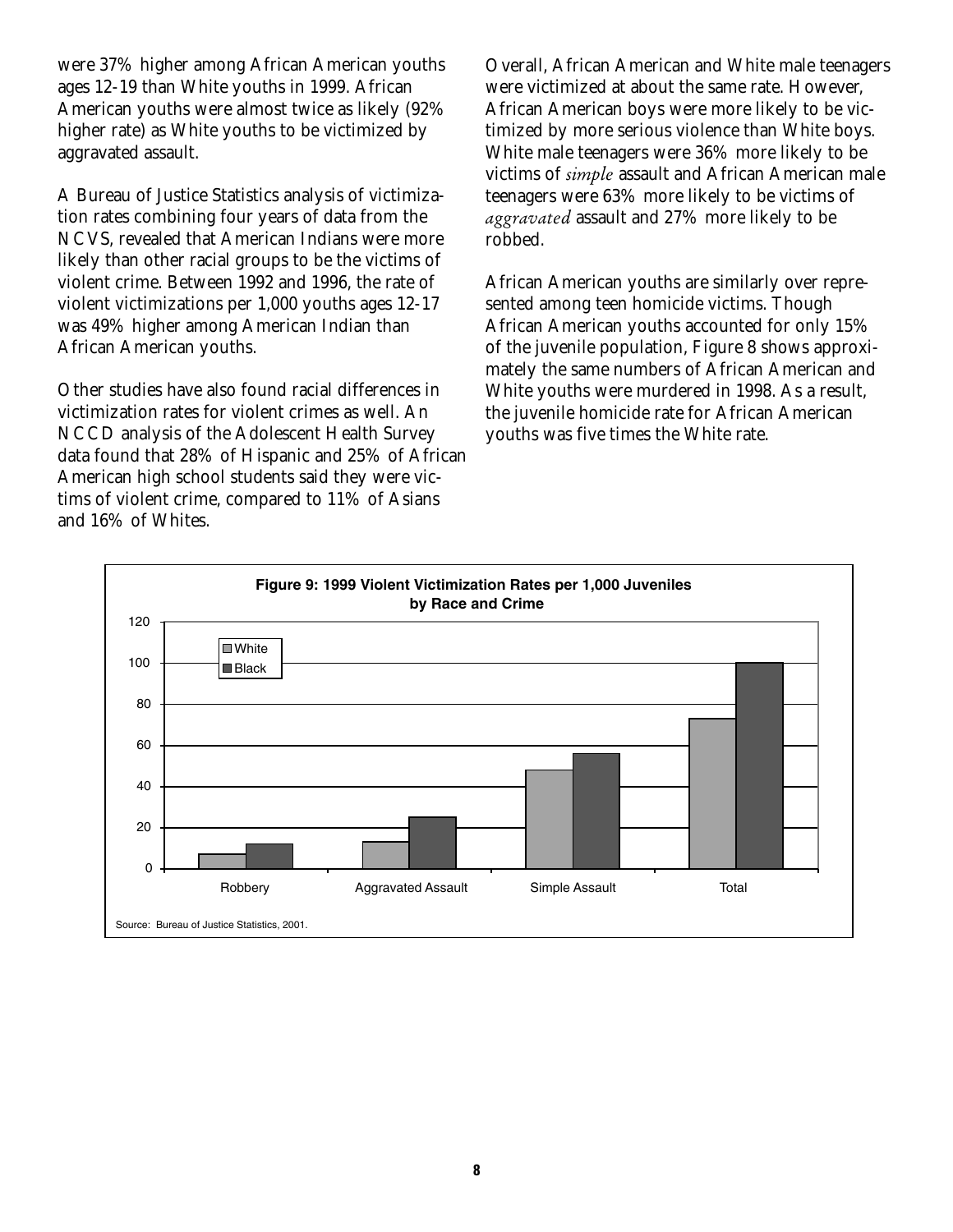were 37% higher among African American youths ages 12-19 than White youths in 1999. African American youths were almost twice as likely (92% higher rate) as White youths to be victimized by aggravated assault.

A Bureau of Justice Statistics analysis of victimization rates combining four years of data from the NCVS, revealed that American Indians were more likely than other racial groups to be the victims of violent crime. Between 1992 and 1996, the rate of violent victimizations per 1,000 youths ages 12-17 was 49% higher among American Indian than African American youths.

Other studies have also found racial differences in victimization rates for violent crimes as well. An NCCD analysis of the Adolescent Health Survey data found that 28% of Hispanic and 25% of African American high school students said they were victims of violent crime, compared to 11% of Asians and 16% of Whites.

Overall, African American and White male teenagers were victimized at about the same rate. However, African American boys were more likely to be victimized by more serious violence than White boys. White male teenagers were 36% more likely to be victims of *simple* assault and African American male teenagers were 63% more likely to be victims of *aggravated* assault and 27% more likely to be robbed.

African American youths are similarly over represented among teen homicide victims. Though African American youths accounted for only 15% of the juvenile population, Figure 8 shows approximately the same numbers of African American and White youths were murdered in 1998. As a result, the juvenile homicide rate for African American youths was five times the White rate.

**Figure 9: 1999 Violent Victimization Rates per 1,000 Juveniles by Race and Crime**

Source: Bureau of Justice Statistics, 2001.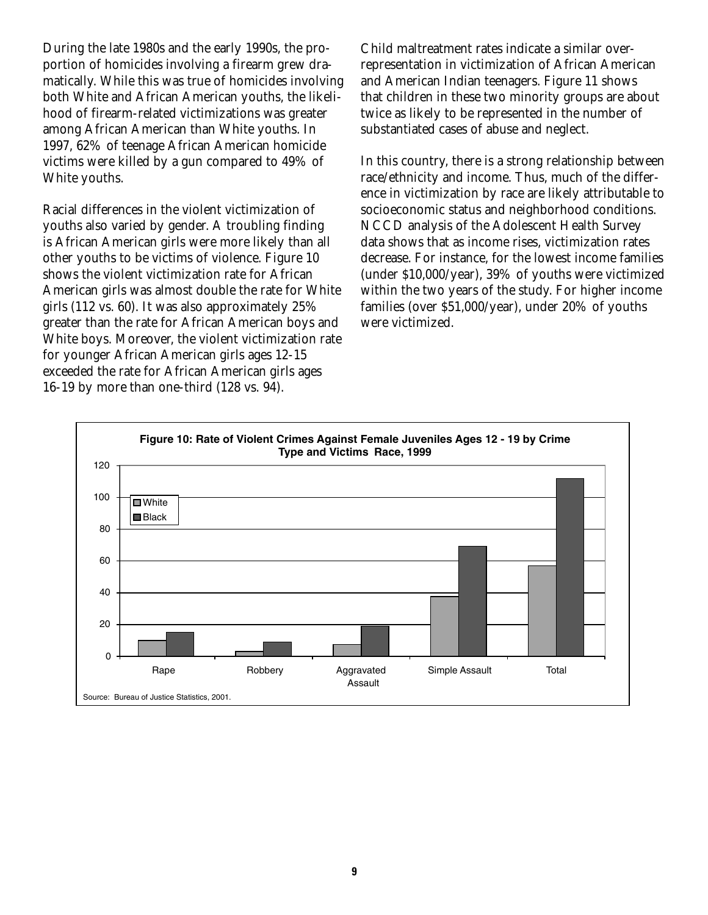During the late 1980s and the early 1990s, the proportion of homicides involving a firearm grew dramatically. While this was true of homicides involving both White and African American youths, the likelihood of firearm-related victimizations was greater among African American than White youths. In 1997, 62% of teenage African American homicide victims were killed by a gun compared to 49% of White youths.

Racial differences in the violent victimization of youths also varied by gender. A troubling finding is African American girls were more likely than all other youths to be victims of violence. Figure 10 shows the violent victimization rate for African American girls was almost double the rate for White girls (112 vs. 60). It was also approximately 25% greater than the rate for African American boys and White boys. Moreover, the violent victimization rate for younger African American girls ages 12-15 exceeded the rate for African American girls ages 16-19 by more than one-third (128 vs. 94).

Child maltreatment rates indicate a similar over-representation in victimization of African American and American Indian teenagers. Figure 11 shows that children in these two minority groups are about twice as likely to be represented in the number of substantiated cases of abuse and neglect.

In this country, there is a strong relationship between race/ethnicity and income. Thus, much of the difference in victimization by race are likely attributable to socioeconomic status and neighborhood conditions. NCCD analysis of the Adolescent Health Survey data shows that as income rises, victimization rates decrease. For instance, for the lowest income families (under $10,000/year), 39% of youths were victimized within the two years of the study. For higher income families (over $51,000/year), under 20% of youths were victimized.

**Figure 10: Rate of Violent Crimes Against Female Juveniles Ages 12 - 19 by Crime Type and Victims Race, 1999**

| | Rape | Robbery | Aggravated Assault | Simple Assault | Total |
|---|---|---|---|---|---|
| White | 10 | 3 | 7 | 38 | 57 |
| Black | 15 | 9 | 19 | 69 | 112 |

Source: Bureau of Justice Statistics, 2001.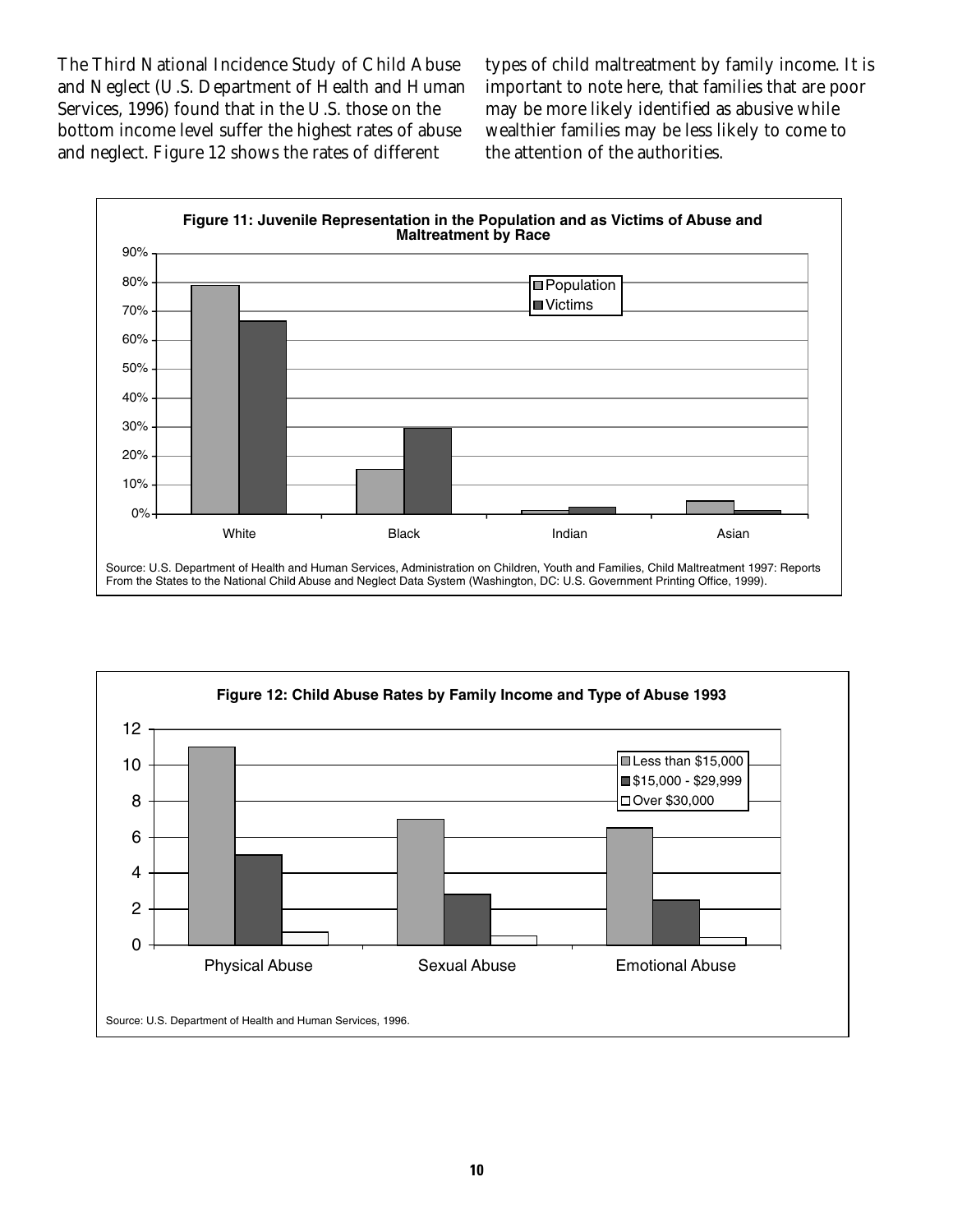The Third National Incidence Study of Child Abuse and Neglect (U.S. Department of Health and Human Services, 1996) found that in the U.S. those on the bottom income level suffer the highest rates of abuse and neglect. Figure 12 shows the rates of different types of child maltreatment by family income. It is important to note here, that families that are poor may be more likely identified as abusive while wealthier families may be less likely to come to the attention of the authorities.

**Figure 11: Juvenile Representation in the Population and as Victims of Abuse and Maltreatment by Race**

Source: U.S. Department of Health and Human Services, Administration on Children, Youth and Families, Child Maltreatment 1997: Reports From the States to the National Child Abuse and Neglect Data System (Washington, DC: U.S. Government Printing Office, 1999).

**Figure 12: Child Abuse Rates by Family Income and Type of Abuse 1993**

Source: U.S. Department of Health and Human Services, 1996.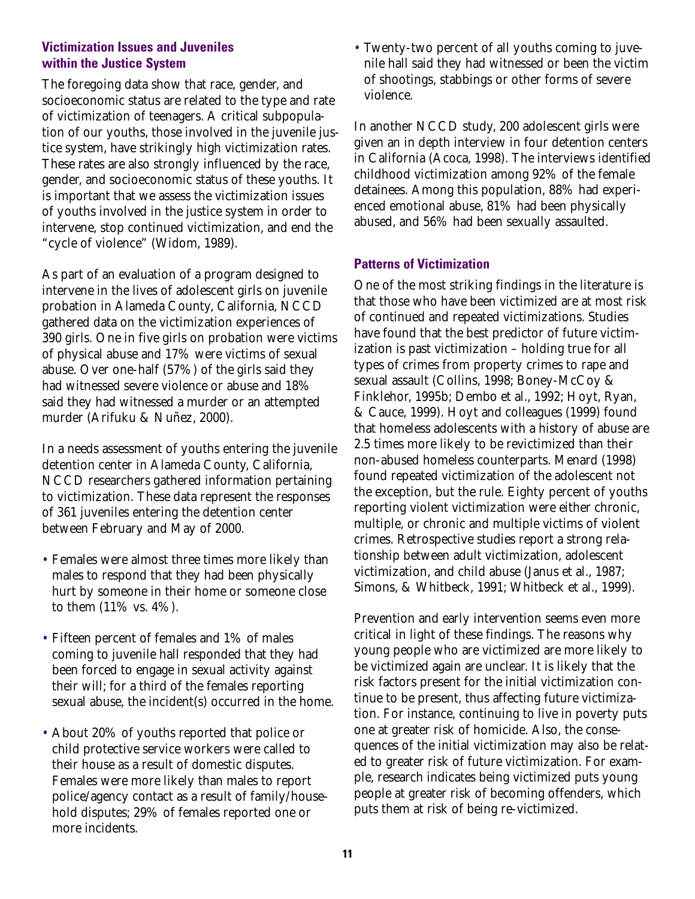### Victimization Issues and Juveniles within the Justice System

The foregoing data show that race, gender, and socioeconomic status are related to the type and rate of victimization of teenagers. A critical subpopulation of our youths, those involved in the juvenile justice system, have strikingly high victimization rates. These rates are also strongly influenced by the race, gender, and socioeconomic status of these youths. It is important that we assess the victimization issues of youths involved in the justice system in order to intervene, stop continued victimization, and end the "cycle of violence" (Widom, 1989).

As part of an evaluation of a program designed to intervene in the lives of adolescent girls on juvenile probation in Alameda County, California, NCCD gathered data on the victimization experiences of 390 girls. One in five girls on probation were victims of physical abuse and 17% were victims of sexual abuse. Over one-half (57%) of the girls said they had witnessed severe violence or abuse and 18% said they had witnessed a murder or an attempted murder (Arifuku & Nuñez, 2000).

In a needs assessment of youths entering the juvenile detention center in Alameda County, California, NCCD researchers gathered information pertaining to victimization. These data represent the responses of 361 juveniles entering the detention center between February and May of 2000.

- Females were almost three times more likely than males to respond that they had been physically hurt by someone in their home or someone close to them (11% vs. 4%).
- Fifteen percent of females and 1% of males coming to juvenile hall responded that they had been forced to engage in sexual activity against their will; for a third of the females reporting sexual abuse, the incident(s) occurred in the home.
- About 20% of youths reported that police or child protective service workers were called to their house as a result of domestic disputes. Females were more likely than males to report police/agency contact as a result of family/household disputes; 29% of females reported one or more incidents.
- Twenty-two percent of all youths coming to juvenile hall said they had witnessed or been the victim of shootings, stabbings or other forms of severe violence.

In another NCCD study, 200 adolescent girls were given an in depth interview in four detention centers in California (Acoca, 1998). The interviews identified childhood victimization among 92% of the female detainees. Among this population, 88% had experienced emotional abuse, 81% had been physically abused, and 56% had been sexually assaulted.

### Patterns of Victimization

One of the most striking findings in the literature is that those who have been victimized are at most risk of continued and repeated victimizations. Studies have found that the best predictor of future victimization is past victimization – holding true for all types of crimes from property crimes to rape and sexual assault (Collins, 1998; Boney-McCoy & Finklehor, 1995b; Dembo et al., 1992; Hoyt, Ryan, & Cauce, 1999). Hoyt and colleagues (1999) found that homeless adolescents with a history of abuse are 2.5 times more likely to be revictimized than their non-abused homeless counterparts. Menard (1998) found repeated victimization of the adolescent not the exception, but the rule. Eighty percent of youths reporting violent victimization were either chronic, multiple, or chronic and multiple victims of violent crimes. Retrospective studies report a strong relationship between adult victimization, adolescent victimization, and child abuse (Janus et al., 1987; Simons, & Whitbeck, 1991; Whitbeck et al., 1999).

Prevention and early intervention seems even more critical in light of these findings. The reasons why young people who are victimized are more likely to be victimized again are unclear. It is likely that the risk factors present for the initial victimization continue to be present, thus affecting future victimization. For instance, continuing to live in poverty puts one at greater risk of homicide. Also, the consequences of the initial victimization may also be related to greater risk of future victimization. For example, research indicates being victimized puts young people at greater risk of becoming offenders, which puts them at risk of being re-victimized.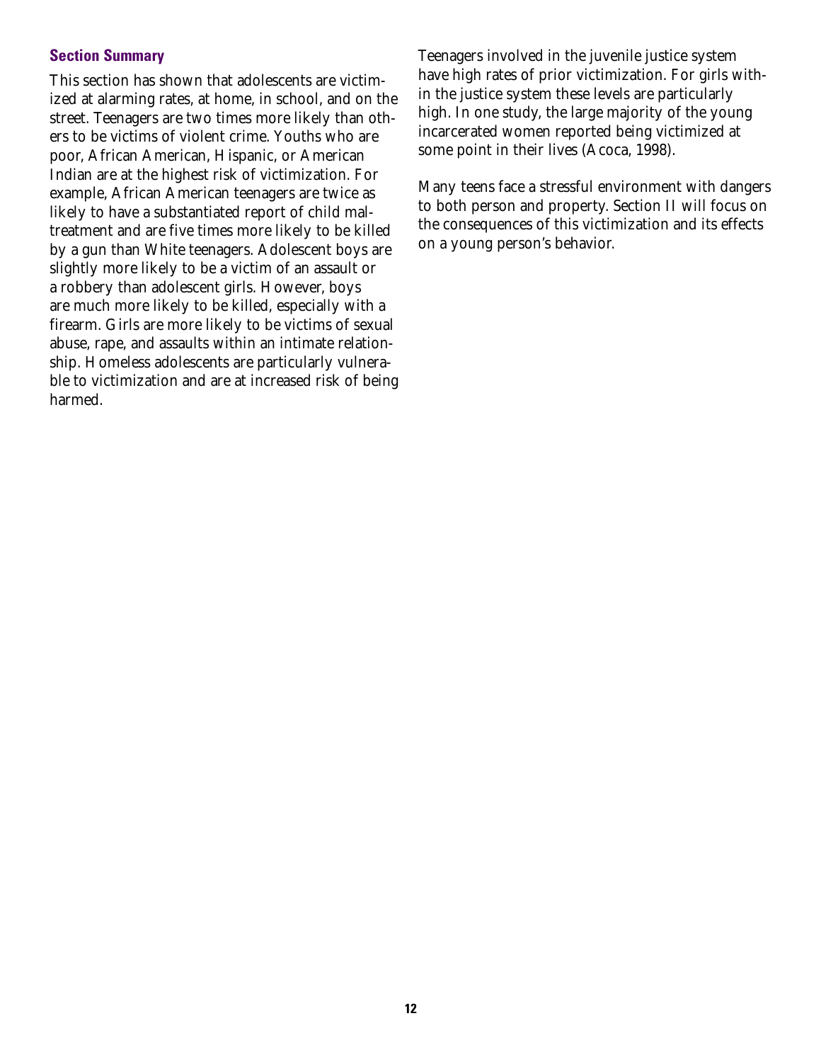### Section Summary

This section has shown that adolescents are victimized at alarming rates, at home, in school, and on the street. Teenagers are two times more likely than others to be victims of violent crime. Youths who are poor, African American, Hispanic, or American Indian are at the highest risk of victimization. For example, African American teenagers are twice as likely to have a substantiated report of child maltreatment and are five times more likely to be killed by a gun than White teenagers. Adolescent boys are slightly more likely to be a victim of an assault or a robbery than adolescent girls. However, boys are much more likely to be killed, especially with a firearm. Girls are more likely to be victims of sexual abuse, rape, and assaults within an intimate relationship. Homeless adolescents are particularly vulnerable to victimization and are at increased risk of being harmed.

Teenagers involved in the juvenile justice system have high rates of prior victimization. For girls within the justice system these levels are particularly high. In one study, the large majority of the young incarcerated women reported being victimized at some point in their lives (Acoca, 1998).

Many teens face a stressful environment with dangers to both person and property. Section II will focus on the consequences of this victimization and its effects on a young person's behavior.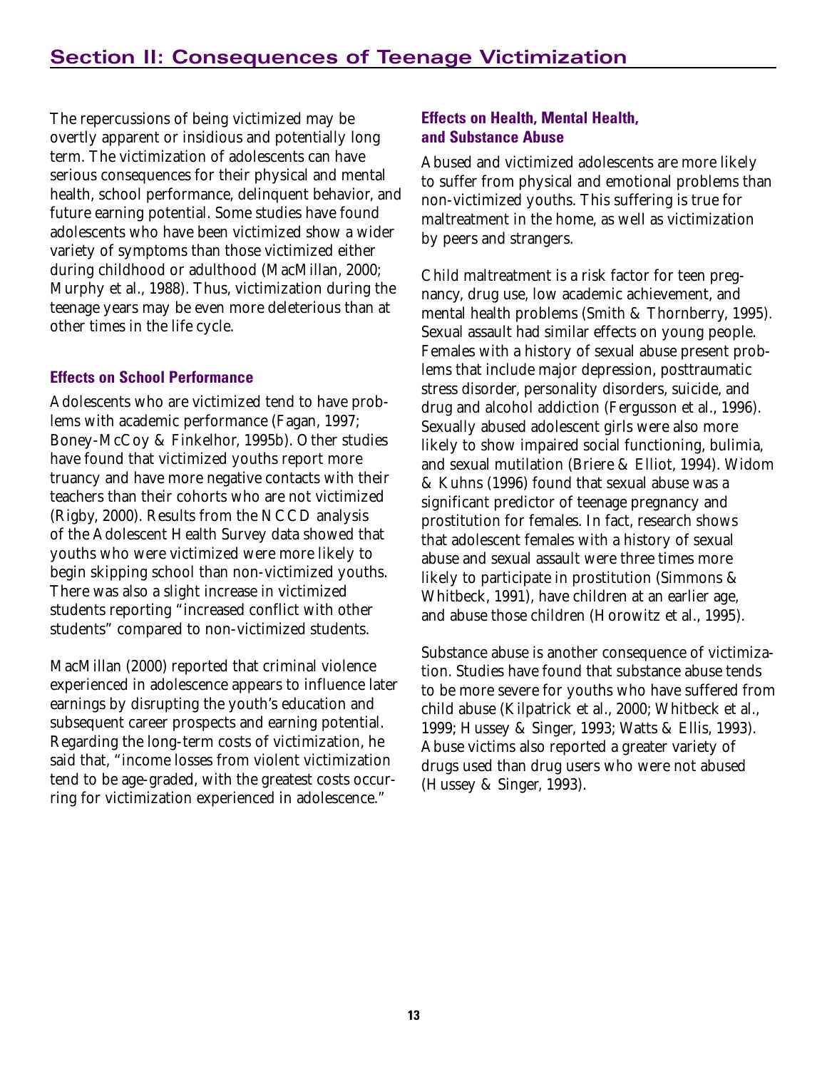# Section II: Consequences of Teenage Victimization

The repercussions of being victimized may be overtly apparent or insidious and potentially long term. The victimization of adolescents can have serious consequences for their physical and mental health, school performance, delinquent behavior, and future earning potential. Some studies have found adolescents who have been victimized show a wider variety of symptoms than those victimized either during childhood or adulthood (MacMillan, 2000; Murphy et al., 1988). Thus, victimization during the teenage years may be even more deleterious than at other times in the life cycle.

### Effects on School Performance

Adolescents who are victimized tend to have problems with academic performance (Fagan, 1997; Boney-McCoy & Finkelhor, 1995b). Other studies have found that victimized youths report more truancy and have more negative contacts with their teachers than their cohorts who are not victimized (Rigby, 2000). Results from the NCCD analysis of the Adolescent Health Survey data showed that youths who were victimized were more likely to begin skipping school than non-victimized youths. There was also a slight increase in victimized students reporting "increased conflict with other students" compared to non-victimized students.

MacMillan (2000) reported that criminal violence experienced in adolescence appears to influence later earnings by disrupting the youth's education and subsequent career prospects and earning potential. Regarding the long-term costs of victimization, he said that, "income losses from violent victimization tend to be age-graded, with the greatest costs occurring for victimization experienced in adolescence."

### Effects on Health, Mental Health, and Substance Abuse

Abused and victimized adolescents are more likely to suffer from physical and emotional problems than non-victimized youths. This suffering is true for maltreatment in the home, as well as victimization by peers and strangers.

Child maltreatment is a risk factor for teen pregnancy, drug use, low academic achievement, and mental health problems (Smith & Thornberry, 1995). Sexual assault had similar effects on young people. Females with a history of sexual abuse present problems that include major depression, posttraumatic stress disorder, personality disorders, suicide, and drug and alcohol addiction (Fergusson et al., 1996). Sexually abused adolescent girls were also more likely to show impaired social functioning, bulimia, and sexual mutilation (Briere & Elliot, 1994). Widom & Kuhns (1996) found that sexual abuse was a significant predictor of teenage pregnancy and prostitution for females. In fact, research shows that adolescent females with a history of sexual abuse and sexual assault were three times more likely to participate in prostitution (Simmons & Whitbeck, 1991), have children at an earlier age, and abuse those children (Horowitz et al., 1995).

Substance abuse is another consequence of victimization. Studies have found that substance abuse tends to be more severe for youths who have suffered from child abuse (Kilpatrick et al., 2000; Whitbeck et al., 1999; Hussey & Singer, 1993; Watts & Ellis, 1993). Abuse victims also reported a greater variety of drugs used than drug users who were not abused (Hussey & Singer, 1993).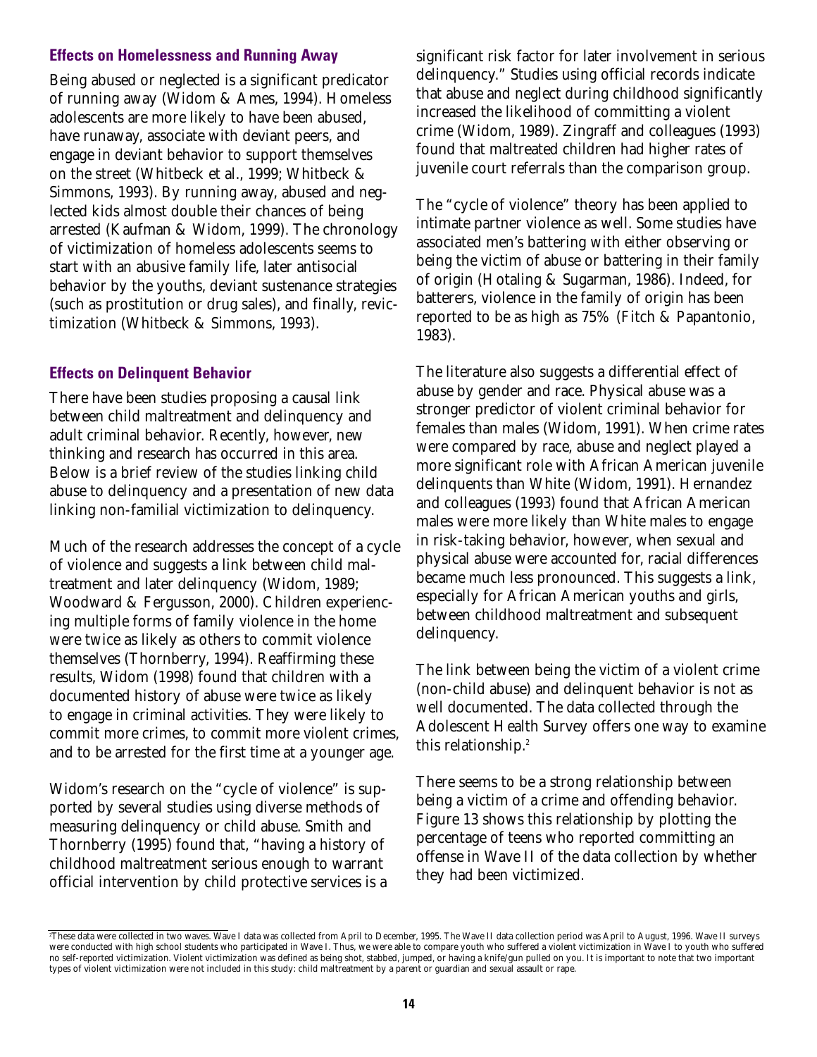## Effects on Homelessness and Running Away

Being abused or neglected is a significant predicator of running away (Widom & Ames, 1994). Homeless adolescents are more likely to have been abused, have runaway, associate with deviant peers, and engage in deviant behavior to support themselves on the street (Whitbeck et al., 1999; Whitbeck & Simmons, 1993). By running away, abused and neglected kids almost double their chances of being arrested (Kaufman & Widom, 1999). The chronology of victimization of homeless adolescents seems to start with an abusive family life, later antisocial behavior by the youths, deviant sustenance strategies (such as prostitution or drug sales), and finally, revictimization (Whitbeck & Simmons, 1993).

## Effects on Delinquent Behavior

There have been studies proposing a causal link between child maltreatment and delinquency and adult criminal behavior. Recently, however, new thinking and research has occurred in this area. Below is a brief review of the studies linking child abuse to delinquency and a presentation of new data linking non-familial victimization to delinquency.

Much of the research addresses the concept of a cycle of violence and suggests a link between child maltreatment and later delinquency (Widom, 1989; Woodward & Fergusson, 2000). Children experiencing multiple forms of family violence in the home were twice as likely as others to commit violence themselves (Thornberry, 1994). Reaffirming these results, Widom (1998) found that children with a documented history of abuse were twice as likely to engage in criminal activities. They were likely to commit more crimes, to commit more violent crimes, and to be arrested for the first time at a younger age.

Widom's research on the "cycle of violence" is supported by several studies using diverse methods of measuring delinquency or child abuse. Smith and Thornberry (1995) found that, "having a history of childhood maltreatment serious enough to warrant official intervention by child protective services is a significant risk factor for later involvement in serious delinquency." Studies using official records indicate that abuse and neglect during childhood significantly increased the likelihood of committing a violent crime (Widom, 1989). Zingraff and colleagues (1993) found that maltreated children had higher rates of juvenile court referrals than the comparison group.

The "cycle of violence" theory has been applied to intimate partner violence as well. Some studies have associated men's battering with either observing or being the victim of abuse or battering in their family of origin (Hotaling & Sugarman, 1986). Indeed, for batterers, violence in the family of origin has been reported to be as high as 75% (Fitch & Papantonio, 1983).

The literature also suggests a differential effect of abuse by gender and race. Physical abuse was a stronger predictor of violent criminal behavior for females than males (Widom, 1991). When crime rates were compared by race, abuse and neglect played a more significant role with African American juvenile delinquents than White (Widom, 1991). Hernandez and colleagues (1993) found that African American males were more likely than White males to engage in risk-taking behavior, however, when sexual and physical abuse were accounted for, racial differences became much less pronounced. This suggests a link, especially for African American youths and girls, between childhood maltreatment and subsequent delinquency.

The link between being the victim of a violent crime (non-child abuse) and delinquent behavior is not as well documented. The data collected through the Adolescent Health Survey offers one way to examine this relationship.[2]

There seems to be a strong relationship between being a victim of a crime and offending behavior. Figure 13 shows this relationship by plotting the percentage of teens who reported committing an offense in Wave II of the data collection by whether they had been victimized.

[2] These data were collected in two waves. Wave I data was collected from April to December, 1995. The Wave II data collection period was April to August, 1996. Wave II surveys were conducted with high school students who participated in Wave I. Thus, we were able to compare youth who suffered a violent victimization in Wave I to youth who suffered no self-reported victimization. Violent victimization was defined as being shot, stabbed, jumped, or having a knife/gun pulled on you. It is important to note that two important types of violent victimization were not included in this study: child maltreatment by a parent or guardian and sexual assault or rape.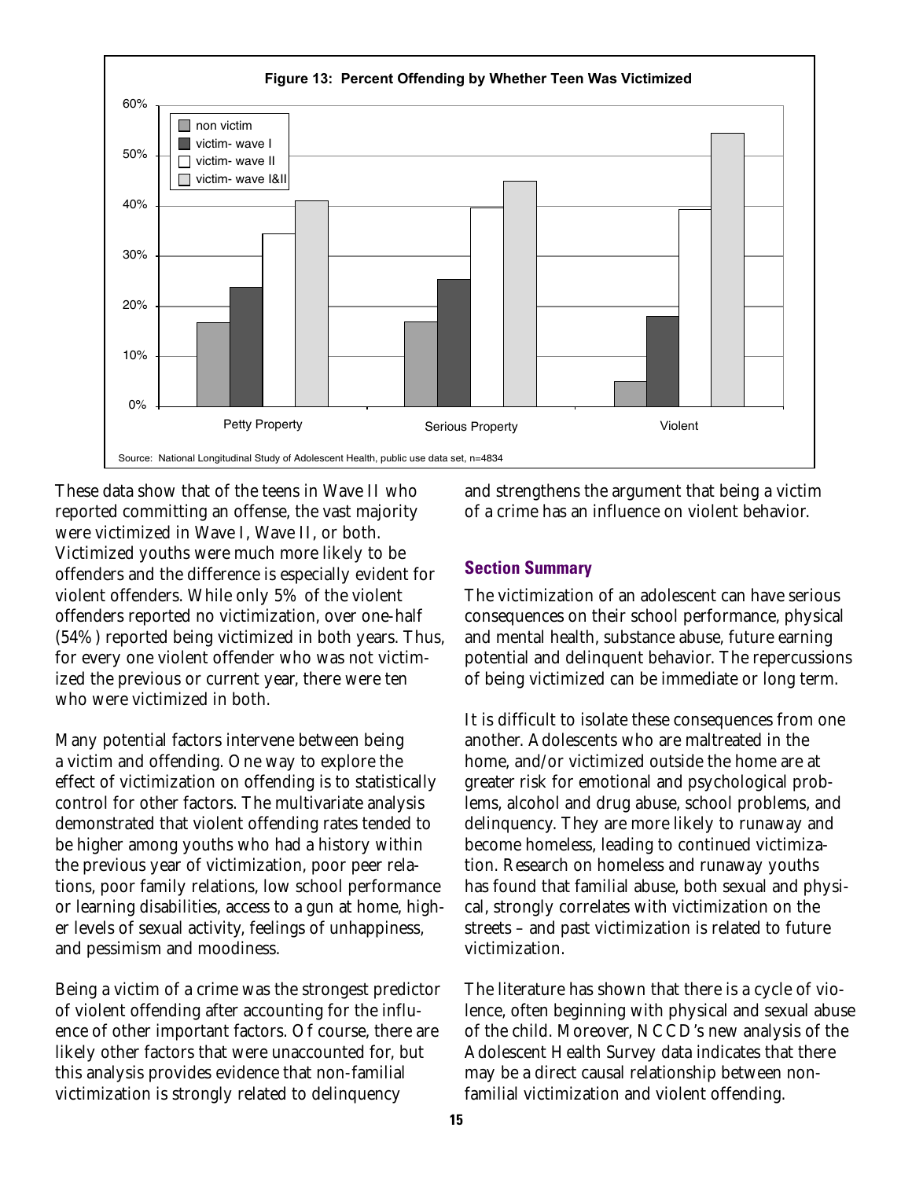**Figure 13: Percent Offending by Whether Teen Was Victimized**

Source: National Longitudinal Study of Adolescent Health, public use data set, n=4834

These data show that of the teens in Wave II who reported committing an offense, the vast majority were victimized in Wave I, Wave II, or both. Victimized youths were much more likely to be offenders and the difference is especially evident for violent offenders. While only 5% of the violent offenders reported no victimization, over one-half (54%) reported being victimized in both years. Thus, for every one violent offender who was not victimized the previous or current year, there were ten who were victimized in both.

Many potential factors intervene between being a victim and offending. One way to explore the effect of victimization on offending is to statistically control for other factors. The multivariate analysis demonstrated that violent offending rates tended to be higher among youths who had a history within the previous year of victimization, poor peer relations, poor family relations, low school performance or learning disabilities, access to a gun at home, higher levels of sexual activity, feelings of unhappiness, and pessimism and moodiness.

Being a victim of a crime was the strongest predictor of violent offending after accounting for the influence of other important factors. Of course, there are likely other factors that were unaccounted for, but this analysis provides evidence that non-familial victimization is strongly related to delinquency and strengthens the argument that being a victim of a crime has an influence on violent behavior.

## Section Summary

The victimization of an adolescent can have serious consequences on their school performance, physical and mental health, substance abuse, future earning potential and delinquent behavior. The repercussions of being victimized can be immediate or long term.

It is difficult to isolate these consequences from one another. Adolescents who are maltreated in the home, and/or victimized outside the home are at greater risk for emotional and psychological problems, alcohol and drug abuse, school problems, and delinquency. They are more likely to runaway and become homeless, leading to continued victimization. Research on homeless and runaway youths has found that familial abuse, both sexual and physical, strongly correlates with victimization on the streets – and past victimization is related to future victimization.

The literature has shown that there is a cycle of violence, often beginning with physical and sexual abuse of the child. Moreover, NCCD's new analysis of the Adolescent Health Survey data indicates that there may be a direct causal relationship between non-familial victimization and violent offending.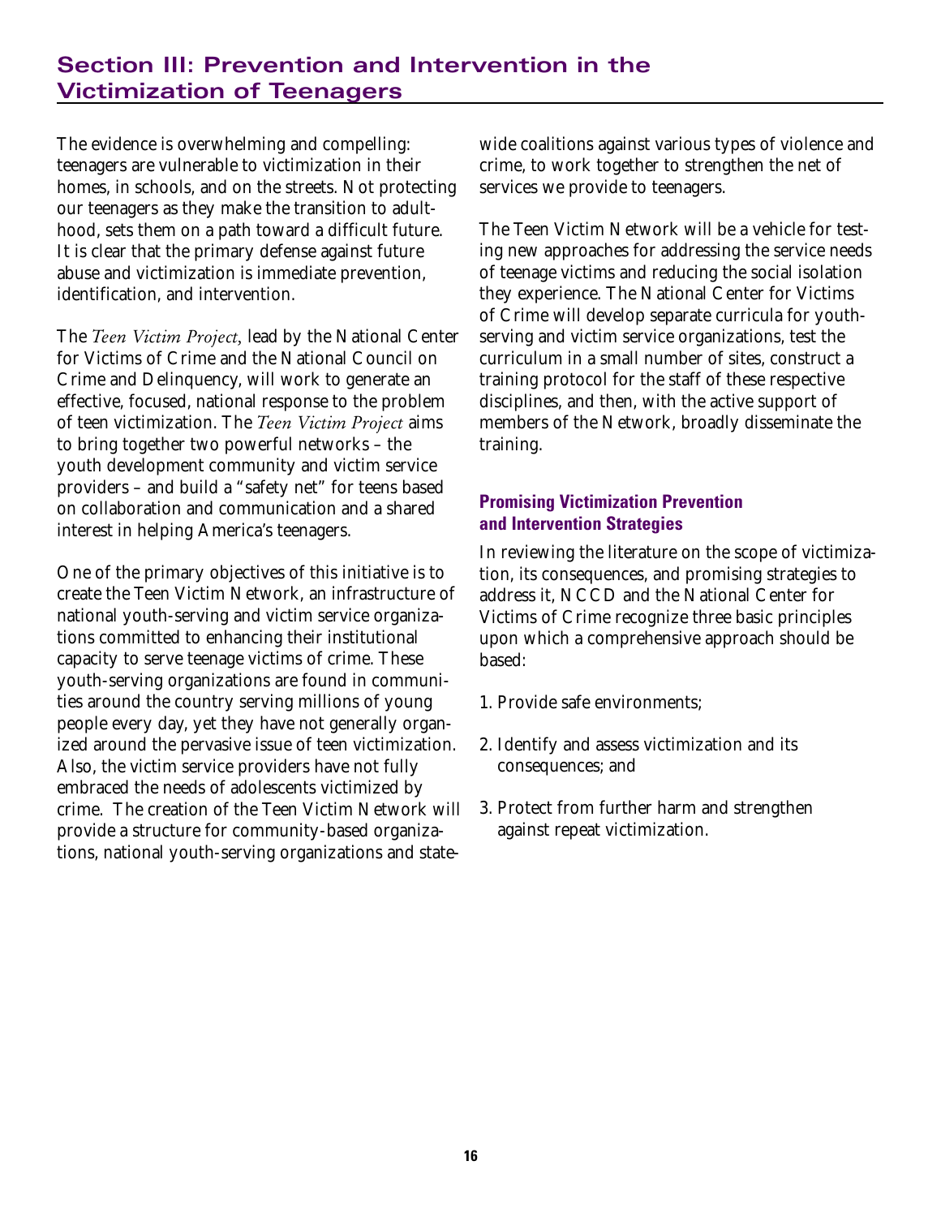## Section III: Prevention and Intervention in the Victimization of Teenagers

The evidence is overwhelming and compelling: teenagers are vulnerable to victimization in their homes, in schools, and on the streets. Not protecting our teenagers as they make the transition to adulthood, sets them on a path toward a difficult future. It is clear that the primary defense against future abuse and victimization is immediate prevention, identification, and intervention.

The *Teen Victim Project*, lead by the National Center for Victims of Crime and the National Council on Crime and Delinquency, will work to generate an effective, focused, national response to the problem of teen victimization. The *Teen Victim Project* aims to bring together two powerful networks – the youth development community and victim service providers – and build a "safety net" for teens based on collaboration and communication and a shared interest in helping America's teenagers.

One of the primary objectives of this initiative is to create the Teen Victim Network, an infrastructure of national youth-serving and victim service organizations committed to enhancing their institutional capacity to serve teenage victims of crime. These youth-serving organizations are found in communities around the country serving millions of young people every day, yet they have not generally organized around the pervasive issue of teen victimization. Also, the victim service providers have not fully embraced the needs of adolescents victimized by crime. The creation of the Teen Victim Network will provide a structure for community-based organizations, national youth-serving organizations and statewide coalitions against various types of violence and crime, to work together to strengthen the net of services we provide to teenagers.

The Teen Victim Network will be a vehicle for testing new approaches for addressing the service needs of teenage victims and reducing the social isolation they experience. The National Center for Victims of Crime will develop separate curricula for youth-serving and victim service organizations, test the curriculum in a small number of sites, construct a training protocol for the staff of these respective disciplines, and then, with the active support of members of the Network, broadly disseminate the training.

### Promising Victimization Prevention and Intervention Strategies

In reviewing the literature on the scope of victimization, its consequences, and promising strategies to address it, NCCD and the National Center for Victims of Crime recognize three basic principles upon which a comprehensive approach should be based:

1. Provide safe environments;
2. Identify and assess victimization and its consequences; and
3. Protect from further harm and strengthen against repeat victimization.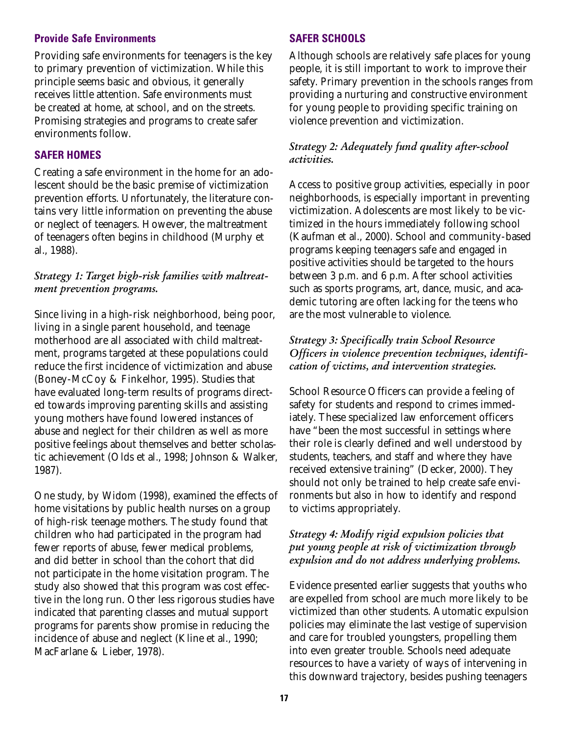### Provide Safe Environments

Providing safe environments for teenagers is the key to primary prevention of victimization. While this principle seems basic and obvious, it generally receives little attention. Safe environments must be created at home, at school, and on the streets. Promising strategies and programs to create safer environments follow.

### SAFER HOMES

Creating a safe environment in the home for an adolescent should be the basic premise of victimization prevention efforts. Unfortunately, the literature contains very little information on preventing the abuse or neglect of teenagers. However, the maltreatment of teenagers often begins in childhood (Murphy et al., 1988).

*Strategy 1: Target high-risk families with maltreatment prevention programs.*

Since living in a high-risk neighborhood, being poor, living in a single parent household, and teenage motherhood are all associated with child maltreatment, programs targeted at these populations could reduce the first incidence of victimization and abuse (Boney-McCoy & Finkelhor, 1995). Studies that have evaluated long-term results of programs directed towards improving parenting skills and assisting young mothers have found lowered instances of abuse and neglect for their children as well as more positive feelings about themselves and better scholastic achievement (Olds et al., 1998; Johnson & Walker, 1987).

One study, by Widom (1998), examined the effects of home visitations by public health nurses on a group of high-risk teenage mothers. The study found that children who had participated in the program had fewer reports of abuse, fewer medical problems, and did better in school than the cohort that did not participate in the home visitation program. The study also showed that this program was cost effective in the long run. Other less rigorous studies have indicated that parenting classes and mutual support programs for parents show promise in reducing the incidence of abuse and neglect (Kline et al., 1990; MacFarlane & Lieber, 1978).

### SAFER SCHOOLS

Although schools are relatively safe places for young people, it is still important to work to improve their safety. Primary prevention in the schools ranges from providing a nurturing and constructive environment for young people to providing specific training on violence prevention and victimization.

*Strategy 2: Adequately fund quality after-school activities.*

Access to positive group activities, especially in poor neighborhoods, is especially important in preventing victimization. Adolescents are most likely to be victimized in the hours immediately following school (Kaufman et al., 2000). School and community-based programs keeping teenagers safe and engaged in positive activities should be targeted to the hours between 3 p.m. and 6 p.m. After school activities such as sports programs, art, dance, music, and academic tutoring are often lacking for the teens who are the most vulnerable to violence.

*Strategy 3: Specifically train School Resource Officers in violence prevention techniques, identification of victims, and intervention strategies.*

School Resource Officers can provide a feeling of safety for students and respond to crimes immediately. These specialized law enforcement officers have "been the most successful in settings where their role is clearly defined and well understood by students, teachers, and staff and where they have received extensive training" (Decker, 2000). They should not only be trained to help create safe environments but also in how to identify and respond to victims appropriately.

*Strategy 4: Modify rigid expulsion policies that put young people at risk of victimization through expulsion and do not address underlying problems.*

Evidence presented earlier suggests that youths who are expelled from school are much more likely to be victimized than other students. Automatic expulsion policies may eliminate the last vestige of supervision and care for troubled youngsters, propelling them into even greater trouble. Schools need adequate resources to have a variety of ways of intervening in this downward trajectory, besides pushing teenagers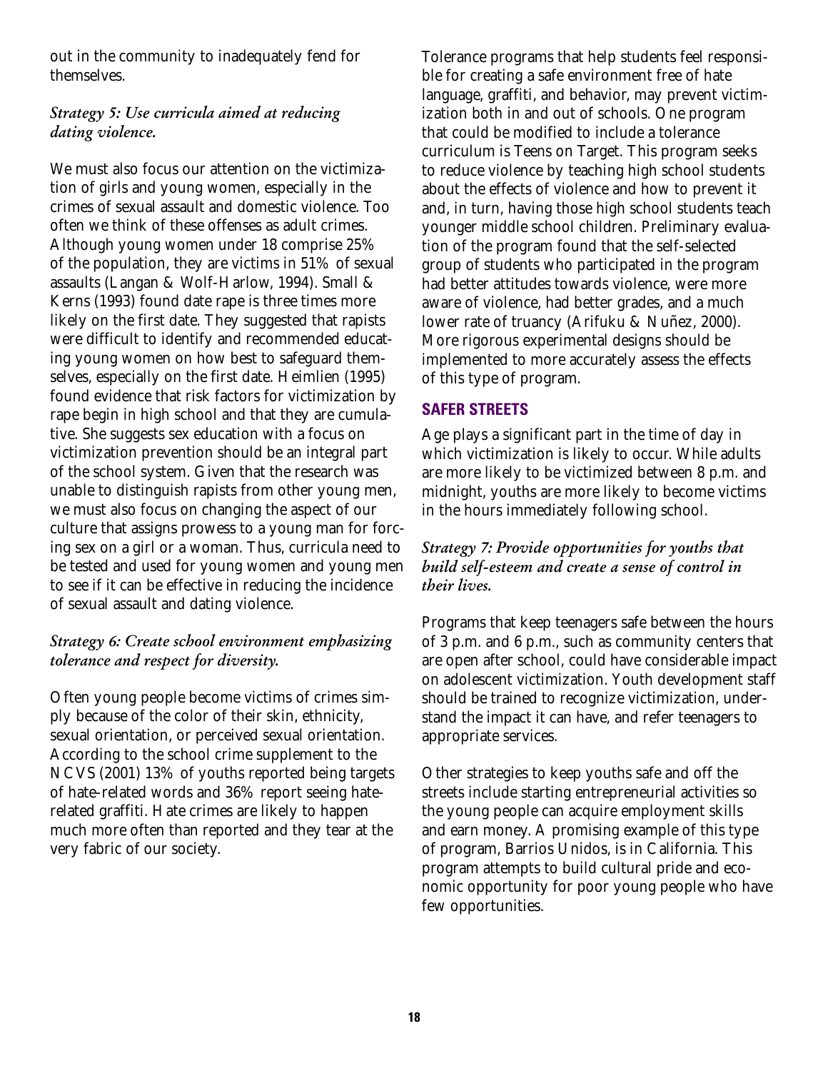out in the community to inadequately fend for themselves.

### *Strategy 5: Use curricula aimed at reducing dating violence.*

We must also focus our attention on the victimization of girls and young women, especially in the crimes of sexual assault and domestic violence. Too often we think of these offenses as adult crimes. Although young women under 18 comprise 25% of the population, they are victims in 51% of sexual assaults (Langan & Wolf-Harlow, 1994). Small & Kerns (1993) found date rape is three times more likely on the first date. They suggested that rapists were difficult to identify and recommended educating young women on how best to safeguard themselves, especially on the first date. Heimlien (1995) found evidence that risk factors for victimization by rape begin in high school and that they are cumulative. She suggests sex education with a focus on victimization prevention should be an integral part of the school system. Given that the research was unable to distinguish rapists from other young men, we must also focus on changing the aspect of our culture that assigns prowess to a young man for forcing sex on a girl or a woman. Thus, curricula need to be tested and used for young women and young men to see if it can be effective in reducing the incidence of sexual assault and dating violence.

### *Strategy 6: Create school environment emphasizing tolerance and respect for diversity.*

Often young people become victims of crimes simply because of the color of their skin, ethnicity, sexual orientation, or perceived sexual orientation. According to the school crime supplement to the NCVS (2001) 13% of youths reported being targets of hate-related words and 36% report seeing hate-related graffiti. Hate crimes are likely to happen much more often than reported and they tear at the very fabric of our society.

Tolerance programs that help students feel responsible for creating a safe environment free of hate language, graffiti, and behavior, may prevent victimization both in and out of schools. One program that could be modified to include a tolerance curriculum is Teens on Target. This program seeks to reduce violence by teaching high school students about the effects of violence and how to prevent it and, in turn, having those high school students teach younger middle school children. Preliminary evaluation of the program found that the self-selected group of students who participated in the program had better attitudes towards violence, were more aware of violence, had better grades, and a much lower rate of truancy (Arifuku & Nuñez, 2000). More rigorous experimental designs should be implemented to more accurately assess the effects of this type of program.

## SAFER STREETS

Age plays a significant part in the time of day in which victimization is likely to occur. While adults are more likely to be victimized between 8 p.m. and midnight, youths are more likely to become victims in the hours immediately following school.

### *Strategy 7: Provide opportunities for youths that build self-esteem and create a sense of control in their lives.*

Programs that keep teenagers safe between the hours of 3 p.m. and 6 p.m., such as community centers that are open after school, could have considerable impact on adolescent victimization. Youth development staff should be trained to recognize victimization, understand the impact it can have, and refer teenagers to appropriate services.

Other strategies to keep youths safe and off the streets include starting entrepreneurial activities so the young people can acquire employment skills and earn money. A promising example of this type of program, Barrios Unidos, is in California. This program attempts to build cultural pride and economic opportunity for poor young people who have few opportunities.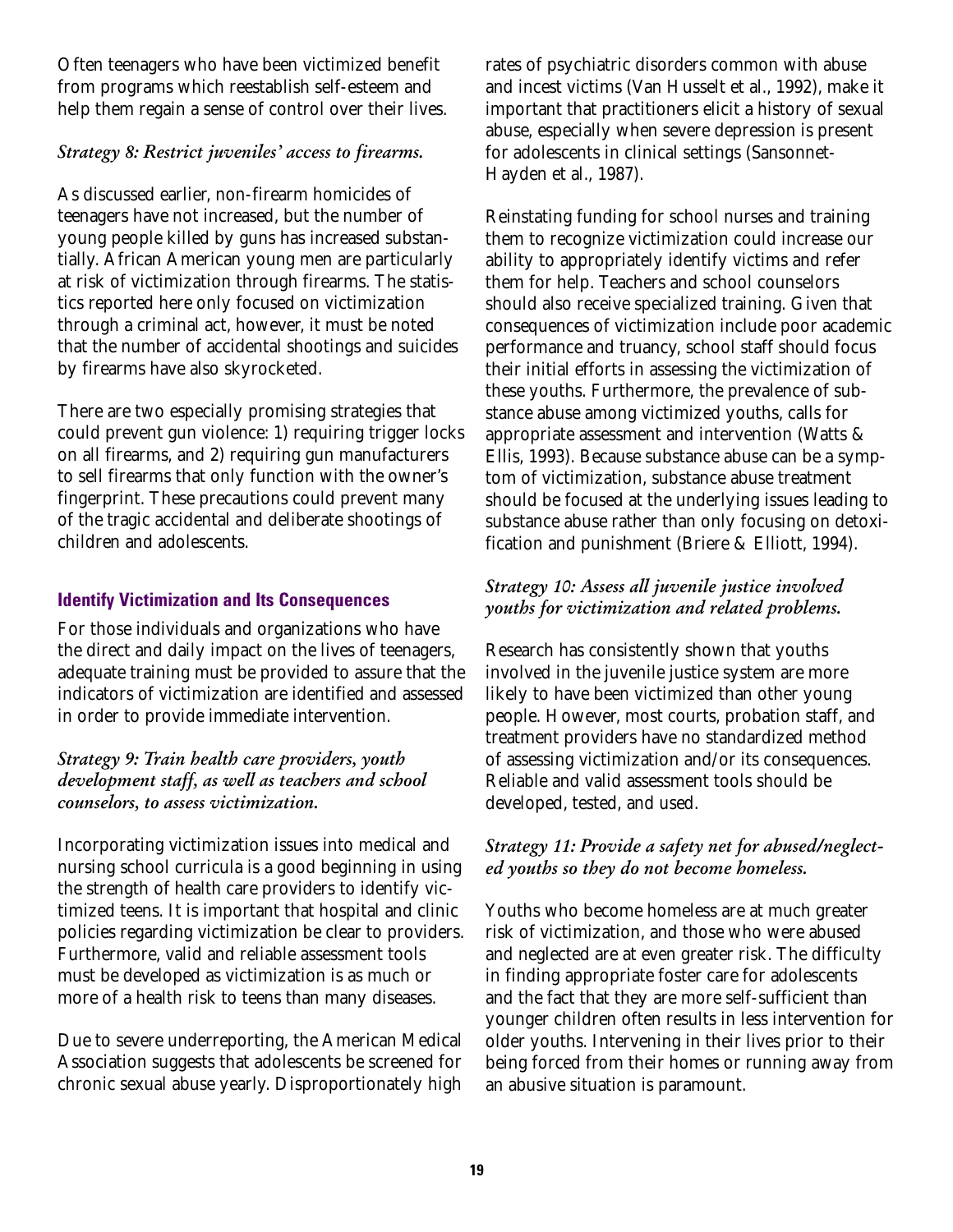Often teenagers who have been victimized benefit from programs which reestablish self-esteem and help them regain a sense of control over their lives.

### *Strategy 8: Restrict juveniles' access to firearms.*

As discussed earlier, non-firearm homicides of teenagers have not increased, but the number of young people killed by guns has increased substantially. African American young men are particularly at risk of victimization through firearms. The statistics reported here only focused on victimization through a criminal act, however, it must be noted that the number of accidental shootings and suicides by firearms have also skyrocketed.

There are two especially promising strategies that could prevent gun violence: 1) requiring trigger locks on all firearms, and 2) requiring gun manufacturers to sell firearms that only function with the owner's fingerprint. These precautions could prevent many of the tragic accidental and deliberate shootings of children and adolescents.

## Identify Victimization and Its Consequences

For those individuals and organizations who have the direct and daily impact on the lives of teenagers, adequate training must be provided to assure that the indicators of victimization are identified and assessed in order to provide immediate intervention.

### *Strategy 9: Train health care providers, youth development staff, as well as teachers and school counselors, to assess victimization.*

Incorporating victimization issues into medical and nursing school curricula is a good beginning in using the strength of health care providers to identify victimized teens. It is important that hospital and clinic policies regarding victimization be clear to providers. Furthermore, valid and reliable assessment tools must be developed as victimization is as much or more of a health risk to teens than many diseases.

Due to severe underreporting, the American Medical Association suggests that adolescents be screened for chronic sexual abuse yearly. Disproportionately high rates of psychiatric disorders common with abuse and incest victims (Van Husselt et al., 1992), make it important that practitioners elicit a history of sexual abuse, especially when severe depression is present for adolescents in clinical settings (Sansonnet-Hayden et al., 1987).

Reinstating funding for school nurses and training them to recognize victimization could increase our ability to appropriately identify victims and refer them for help. Teachers and school counselors should also receive specialized training. Given that consequences of victimization include poor academic performance and truancy, school staff should focus their initial efforts in assessing the victimization of these youths. Furthermore, the prevalence of substance abuse among victimized youths, calls for appropriate assessment and intervention (Watts & Ellis, 1993). Because substance abuse can be a symptom of victimization, substance abuse treatment should be focused at the underlying issues leading to substance abuse rather than only focusing on detoxification and punishment (Briere & Elliott, 1994).

### *Strategy 10: Assess all juvenile justice involved youths for victimization and related problems.*

Research has consistently shown that youths involved in the juvenile justice system are more likely to have been victimized than other young people. However, most courts, probation staff, and treatment providers have no standardized method of assessing victimization and/or its consequences. Reliable and valid assessment tools should be developed, tested, and used.

### *Strategy 11: Provide a safety net for abused/neglected youths so they do not become homeless.*

Youths who become homeless are at much greater risk of victimization, and those who were abused and neglected are at even greater risk. The difficulty in finding appropriate foster care for adolescents and the fact that they are more self-sufficient than younger children often results in less intervention for older youths. Intervening in their lives prior to their being forced from their homes or running away from an abusive situation is paramount.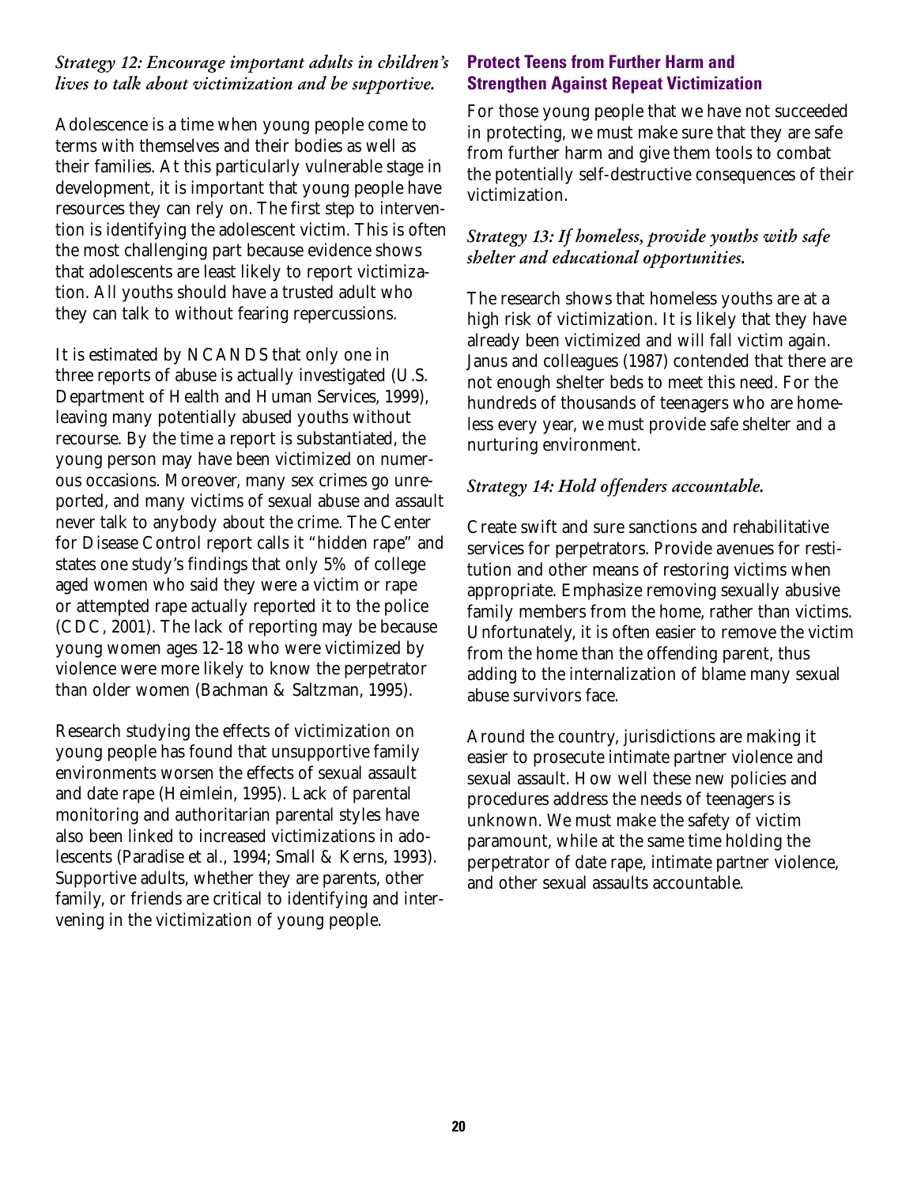### *Strategy 12: Encourage important adults in children's lives to talk about victimization and be supportive.*

Adolescence is a time when young people come to terms with themselves and their bodies as well as their families. At this particularly vulnerable stage in development, it is important that young people have resources they can rely on. The first step to intervention is identifying the adolescent victim. This is often the most challenging part because evidence shows that adolescents are least likely to report victimization. All youths should have a trusted adult who they can talk to without fearing repercussions.

It is estimated by NCANDS that only one in three reports of abuse is actually investigated (U.S. Department of Health and Human Services, 1999), leaving many potentially abused youths without recourse. By the time a report is substantiated, the young person may have been victimized on numerous occasions. Moreover, many sex crimes go unreported, and many victims of sexual abuse and assault never talk to anybody about the crime. The Center for Disease Control report calls it "hidden rape" and states one study's findings that only 5% of college aged women who said they were a victim or rape or attempted rape actually reported it to the police (CDC, 2001). The lack of reporting may be because young women ages 12-18 who were victimized by violence were more likely to know the perpetrator than older women (Bachman & Saltzman, 1995).

Research studying the effects of victimization on young people has found that unsupportive family environments worsen the effects of sexual assault and date rape (Heimlein, 1995). Lack of parental monitoring and authoritarian parental styles have also been linked to increased victimizations in adolescents (Paradise et al., 1994; Small & Kerns, 1993). Supportive adults, whether they are parents, other family, or friends are critical to identifying and intervening in the victimization of young people.

## Protect Teens from Further Harm and Strengthen Against Repeat Victimization

For those young people that we have not succeeded in protecting, we must make sure that they are safe from further harm and give them tools to combat the potentially self-destructive consequences of their victimization.

### *Strategy 13: If homeless, provide youths with safe shelter and educational opportunities.*

The research shows that homeless youths are at a high risk of victimization. It is likely that they have already been victimized and will fall victim again. Janus and colleagues (1987) contended that there are not enough shelter beds to meet this need. For the hundreds of thousands of teenagers who are homeless every year, we must provide safe shelter and a nurturing environment.

### *Strategy 14: Hold offenders accountable.*

Create swift and sure sanctions and rehabilitative services for perpetrators. Provide avenues for restitution and other means of restoring victims when appropriate. Emphasize removing sexually abusive family members from the home, rather than victims. Unfortunately, it is often easier to remove the victim from the home than the offending parent, thus adding to the internalization of blame many sexual abuse survivors face.

Around the country, jurisdictions are making it easier to prosecute intimate partner violence and sexual assault. How well these new policies and procedures address the needs of teenagers is unknown. We must make the safety of victim paramount, while at the same time holding the perpetrator of date rape, intimate partner violence, and other sexual assaults accountable.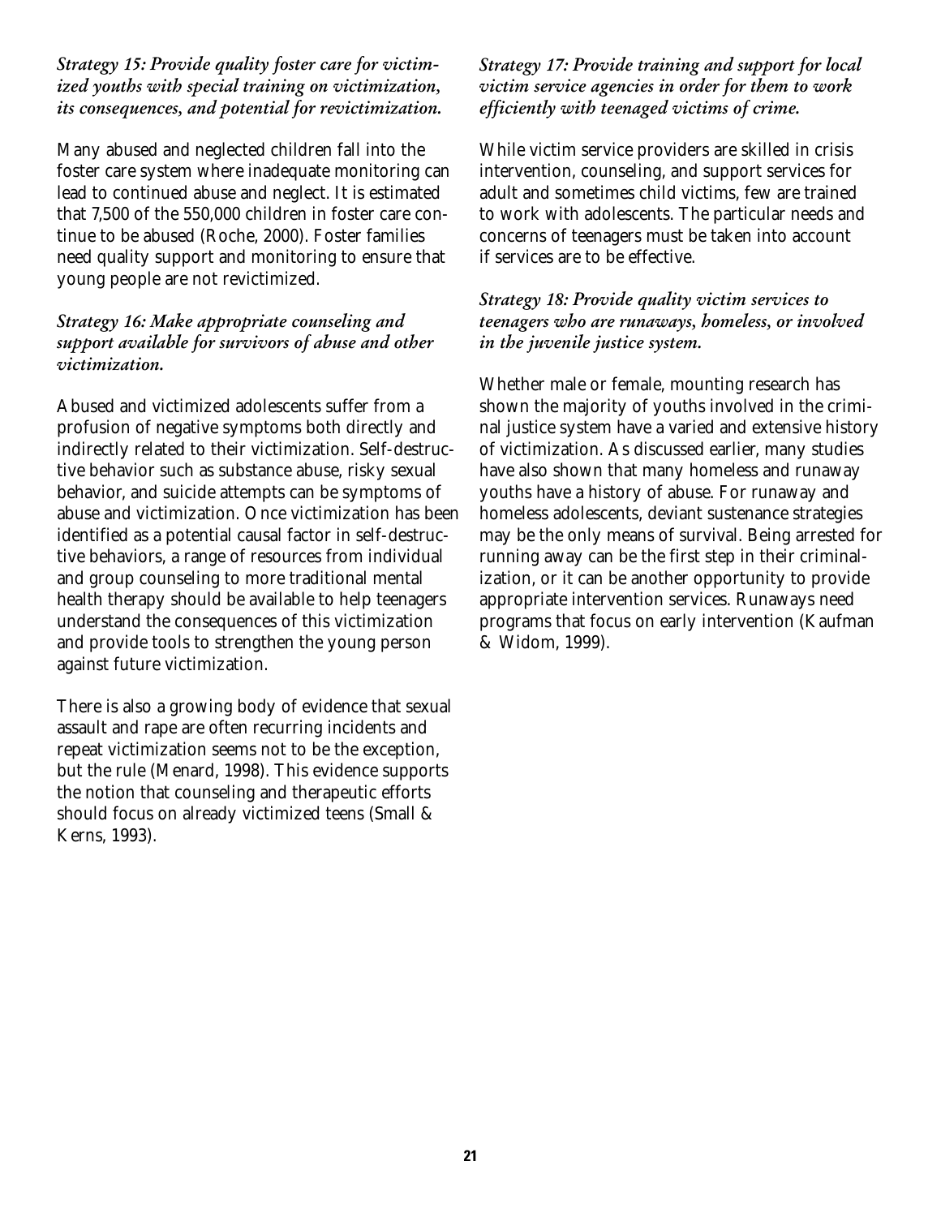*Strategy 15: Provide quality foster care for victimized youths with special training on victimization, its consequences, and potential for revictimization.*

Many abused and neglected children fall into the foster care system where inadequate monitoring can lead to continued abuse and neglect. It is estimated that 7,500 of the 550,000 children in foster care continue to be abused (Roche, 2000). Foster families need quality support and monitoring to ensure that young people are not revictimized.

*Strategy 16: Make appropriate counseling and support available for survivors of abuse and other victimization.*

Abused and victimized adolescents suffer from a profusion of negative symptoms both directly and indirectly related to their victimization. Self-destructive behavior such as substance abuse, risky sexual behavior, and suicide attempts can be symptoms of abuse and victimization. Once victimization has been identified as a potential causal factor in self-destructive behaviors, a range of resources from individual and group counseling to more traditional mental health therapy should be available to help teenagers understand the consequences of this victimization and provide tools to strengthen the young person against future victimization.

There is also a growing body of evidence that sexual assault and rape are often recurring incidents and repeat victimization seems not to be the exception, but the rule (Menard, 1998). This evidence supports the notion that counseling and therapeutic efforts should focus on already victimized teens (Small & Kerns, 1993).

*Strategy 17: Provide training and support for local victim service agencies in order for them to work efficiently with teenaged victims of crime.*

While victim service providers are skilled in crisis intervention, counseling, and support services for adult and sometimes child victims, few are trained to work with adolescents. The particular needs and concerns of teenagers must be taken into account if services are to be effective.

*Strategy 18: Provide quality victim services to teenagers who are runaways, homeless, or involved in the juvenile justice system.*

Whether male or female, mounting research has shown the majority of youths involved in the criminal justice system have a varied and extensive history of victimization. As discussed earlier, many studies have also shown that many homeless and runaway youths have a history of abuse. For runaway and homeless adolescents, deviant sustenance strategies may be the only means of survival. Being arrested for running away can be the first step in their criminalization, or it can be another opportunity to provide appropriate intervention services. Runaways need programs that focus on early intervention (Kaufman & Widom, 1999).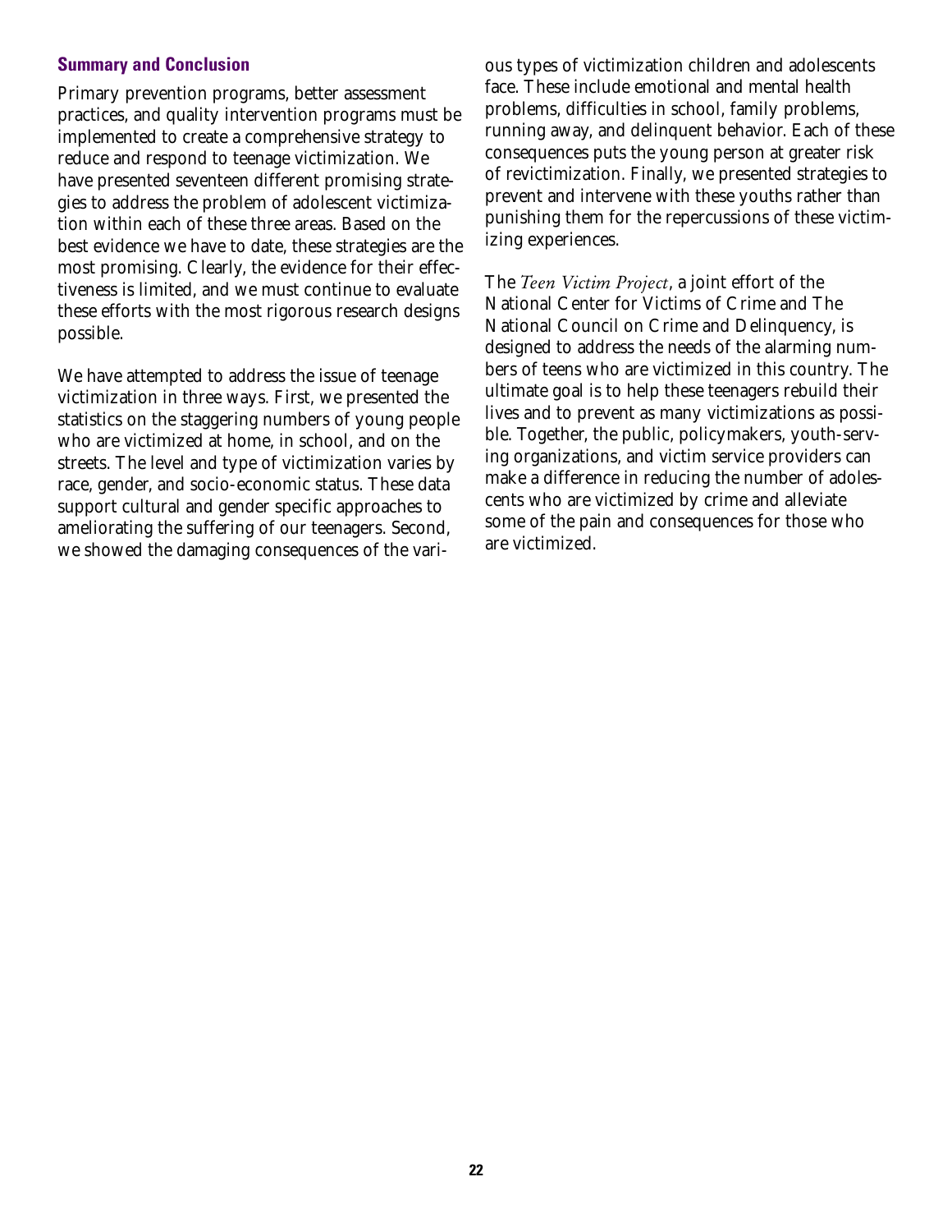## Summary and Conclusion

Primary prevention programs, better assessment practices, and quality intervention programs must be implemented to create a comprehensive strategy to reduce and respond to teenage victimization. We have presented seventeen different promising strategies to address the problem of adolescent victimization within each of these three areas. Based on the best evidence we have to date, these strategies are the most promising. Clearly, the evidence for their effectiveness is limited, and we must continue to evaluate these efforts with the most rigorous research designs possible.

We have attempted to address the issue of teenage victimization in three ways. First, we presented the statistics on the staggering numbers of young people who are victimized at home, in school, and on the streets. The level and type of victimization varies by race, gender, and socio-economic status. These data support cultural and gender specific approaches to ameliorating the suffering of our teenagers. Second, we showed the damaging consequences of the various types of victimization children and adolescents face. These include emotional and mental health problems, difficulties in school, family problems, running away, and delinquent behavior. Each of these consequences puts the young person at greater risk of revictimization. Finally, we presented strategies to prevent and intervene with these youths rather than punishing them for the repercussions of these victimizing experiences.

The *Teen Victim Project*, a joint effort of the National Center for Victims of Crime and The National Council on Crime and Delinquency, is designed to address the needs of the alarming numbers of teens who are victimized in this country. The ultimate goal is to help these teenagers rebuild their lives and to prevent as many victimizations as possible. Together, the public, policymakers, youth-serving organizations, and victim service providers can make a difference in reducing the number of adolescents who are victimized by crime and alleviate some of the pain and consequences for those who are victimized.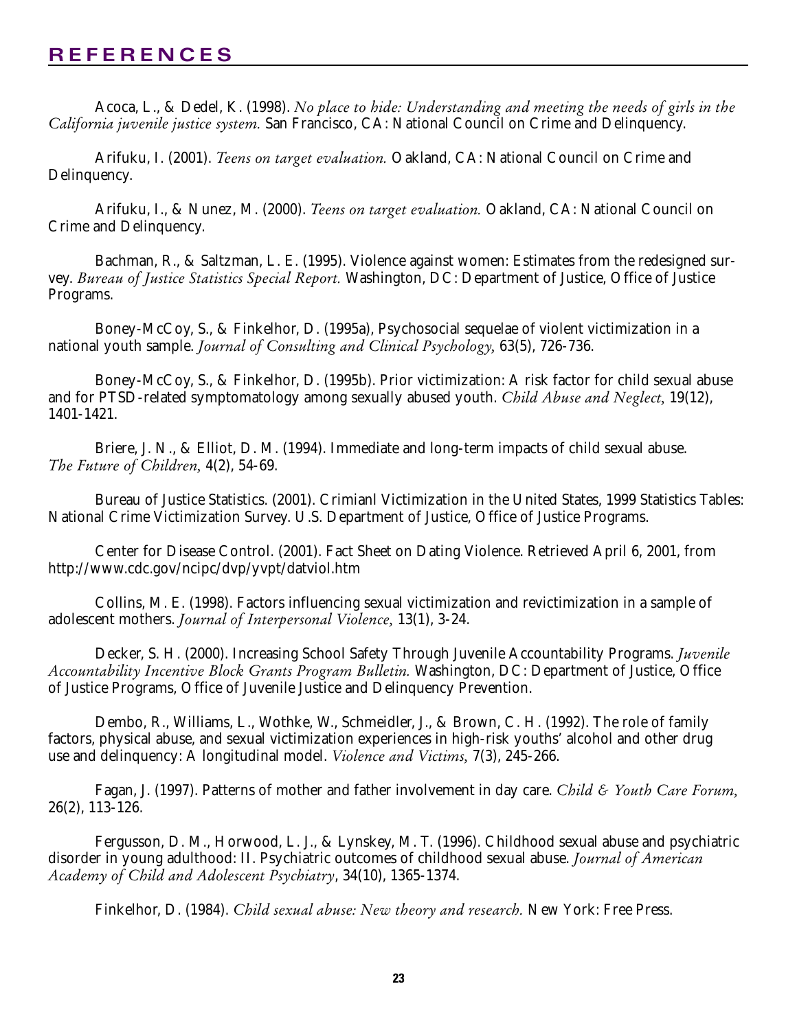# REFERENCES

Acoca, L., & Dedel, K. (1998). *No place to hide: Understanding and meeting the needs of girls in the California juvenile justice system.* San Francisco, CA: National Council on Crime and Delinquency.

Arifuku, I. (2001). *Teens on target evaluation.* Oakland, CA: National Council on Crime and Delinquency.

Arifuku, I., & Nunez, M. (2000). *Teens on target evaluation.* Oakland, CA: National Council on Crime and Delinquency.

Bachman, R., & Saltzman, L. E. (1995). Violence against women: Estimates from the redesigned survey. *Bureau of Justice Statistics Special Report.* Washington, DC: Department of Justice, Office of Justice Programs.

Boney-McCoy, S., & Finkelhor, D. (1995a), Psychosocial sequelae of violent victimization in a national youth sample. *Journal of Consulting and Clinical Psychology*, 63(5), 726-736.

Boney-McCoy, S., & Finkelhor, D. (1995b). Prior victimization: A risk factor for child sexual abuse and for PTSD-related symptomatology among sexually abused youth. *Child Abuse and Neglect*, 19(12), 1401-1421.

Briere, J. N., & Elliot, D. M. (1994). Immediate and long-term impacts of child sexual abuse. *The Future of Children*, 4(2), 54-69.

Bureau of Justice Statistics. (2001). Crimianl Victimization in the United States, 1999 Statistics Tables: National Crime Victimization Survey. U.S. Department of Justice, Office of Justice Programs.

Center for Disease Control. (2001). Fact Sheet on Dating Violence. Retrieved April 6, 2001, from http://www.cdc.gov/ncipc/dvp/yvpt/datviol.htm

Collins, M. E. (1998). Factors influencing sexual victimization and revictimization in a sample of adolescent mothers. *Journal of Interpersonal Violence*, 13(1), 3-24.

Decker, S. H. (2000). Increasing School Safety Through Juvenile Accountability Programs. *Juvenile Accountability Incentive Block Grants Program Bulletin.* Washington, DC: Department of Justice, Office of Justice Programs, Office of Juvenile Justice and Delinquency Prevention.

Dembo, R., Williams, L., Wothke, W., Schmeidler, J., & Brown, C. H. (1992). The role of family factors, physical abuse, and sexual victimization experiences in high-risk youths' alcohol and other drug use and delinquency: A longitudinal model. *Violence and Victims*, 7(3), 245-266.

Fagan, J. (1997). Patterns of mother and father involvement in day care. *Child & Youth Care Forum*, 26(2), 113-126.

Fergusson, D. M., Horwood, L. J., & Lynskey, M. T. (1996). Childhood sexual abuse and psychiatric disorder in young adulthood: II. Psychiatric outcomes of childhood sexual abuse. *Journal of American Academy of Child and Adolescent Psychiatry*, 34(10), 1365-1374.

Finkelhor, D. (1984). *Child sexual abuse: New theory and research.* New York: Free Press.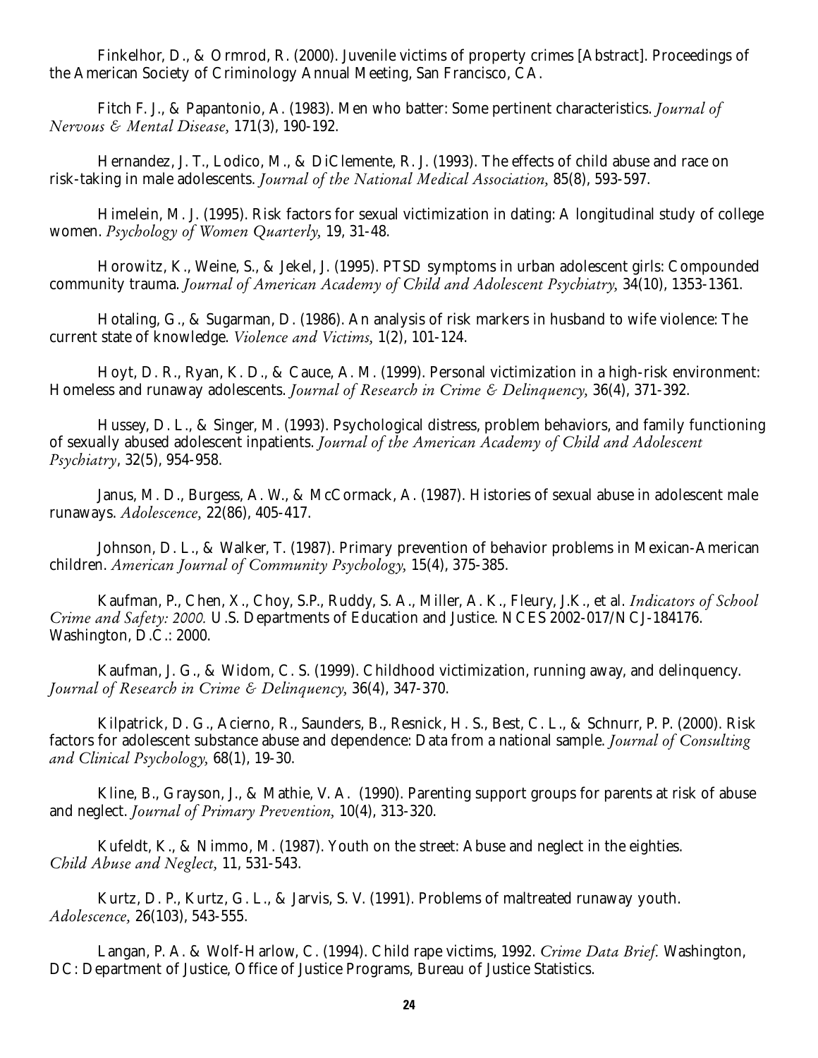Finkelhor, D., & Ormrod, R. (2000). Juvenile victims of property crimes [Abstract]. Proceedings of the American Society of Criminology Annual Meeting, San Francisco, CA.

Fitch F. J., & Papantonio, A. (1983). Men who batter: Some pertinent characteristics. *Journal of Nervous & Mental Disease,* 171(3), 190-192.

Hernandez, J. T., Lodico, M., & DiClemente, R. J. (1993). The effects of child abuse and race on risk-taking in male adolescents. *Journal of the National Medical Association*, 85(8), 593-597.

Himelein, M. J. (1995). Risk factors for sexual victimization in dating: A longitudinal study of college women. *Psychology of Women Quarterly,* 19, 31-48.

Horowitz, K., Weine, S., & Jekel, J. (1995). PTSD symptoms in urban adolescent girls: Compounded community trauma. *Journal of American Academy of Child and Adolescent Psychiatry*, 34(10), 1353-1361.

Hotaling, G., & Sugarman, D. (1986). An analysis of risk markers in husband to wife violence: The current state of knowledge. *Violence and Victims*, 1(2), 101-124.

Hoyt, D. R., Ryan, K. D., & Cauce, A. M. (1999). Personal victimization in a high-risk environment: Homeless and runaway adolescents. *Journal of Research in Crime & Delinquency,* 36(4), 371-392.

Hussey, D. L., & Singer, M. (1993). Psychological distress, problem behaviors, and family functioning of sexually abused adolescent inpatients. *Journal of the American Academy of Child and Adolescent Psychiatry*, 32(5), 954-958.

Janus, M. D., Burgess, A. W., & McCormack, A. (1987). Histories of sexual abuse in adolescent male runaways. *Adolescence*, 22(86), 405-417.

Johnson, D. L., & Walker, T. (1987). Primary prevention of behavior problems in Mexican-American children. *American Journal of Community Psychology,* 15(4), 375-385.

Kaufman, P., Chen, X., Choy, S.P., Ruddy, S. A., Miller, A. K., Fleury, J.K., et al. *Indicators of School Crime and Safety: 2000.* U.S. Departments of Education and Justice. NCES 2002-017/NCJ-184176. Washington, D.C.: 2000.

Kaufman, J. G., & Widom, C. S. (1999). Childhood victimization, running away, and delinquency. *Journal of Research in Crime & Delinquency,* 36(4), 347-370.

Kilpatrick, D. G., Acierno, R., Saunders, B., Resnick, H. S., Best, C. L., & Schnurr, P. P. (2000). Risk factors for adolescent substance abuse and dependence: Data from a national sample. *Journal of Consulting and Clinical Psychology,* 68(1), 19-30.

Kline, B., Grayson, J., & Mathie, V. A. (1990). Parenting support groups for parents at risk of abuse and neglect. *Journal of Primary Prevention*, 10(4), 313-320.

Kufeldt, K., & Nimmo, M. (1987). Youth on the street: Abuse and neglect in the eighties. *Child Abuse and Neglect,* 11, 531-543.

Kurtz, D. P., Kurtz, G. L., & Jarvis, S. V. (1991). Problems of maltreated runaway youth. *Adolescence,* 26(103), 543-555.

Langan, P. A. & Wolf-Harlow, C. (1994). Child rape victims, 1992. *Crime Data Brief.* Washington, DC: Department of Justice, Office of Justice Programs, Bureau of Justice Statistics.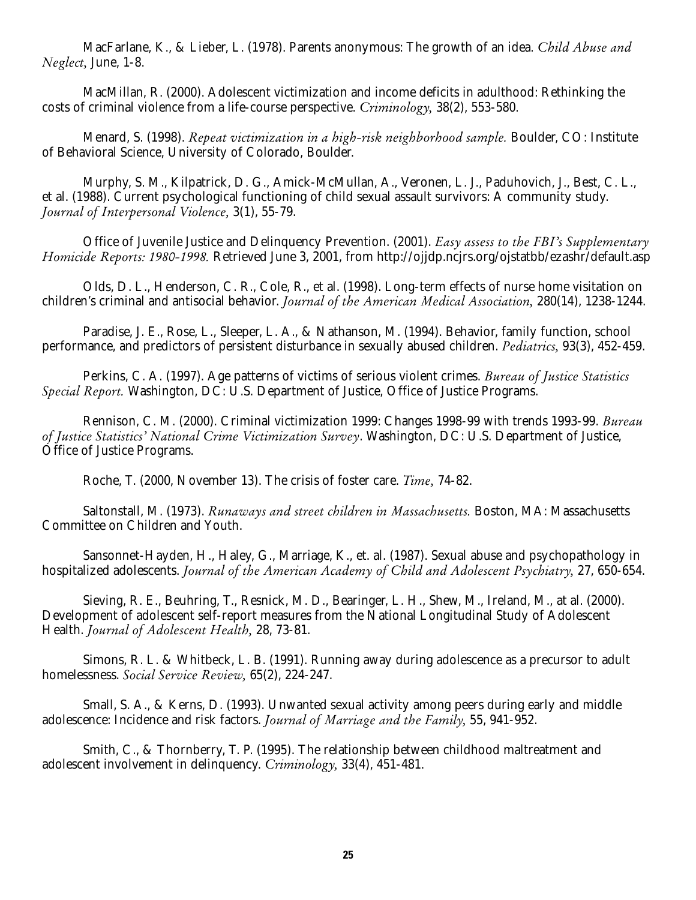MacFarlane, K., & Lieber, L. (1978). Parents anonymous: The growth of an idea. *Child Abuse and Neglect*, June, 1-8.

MacMillan, R. (2000). Adolescent victimization and income deficits in adulthood: Rethinking the costs of criminal violence from a life-course perspective. *Criminology*, 38(2), 553-580.

Menard, S. (1998). *Repeat victimization in a high-risk neighborhood sample.* Boulder, CO: Institute of Behavioral Science, University of Colorado, Boulder.

Murphy, S. M., Kilpatrick, D. G., Amick-McMullan, A., Veronen, L. J., Paduhovich, J., Best, C. L., et al. (1988). Current psychological functioning of child sexual assault survivors: A community study. *Journal of Interpersonal Violence*, 3(1), 55-79.

Office of Juvenile Justice and Delinquency Prevention. (2001). *Easy assess to the FBI's Supplementary Homicide Reports: 1980-1998.* Retrieved June 3, 2001, from http://ojjdp.ncjrs.org/ojstatbb/ezashr/default.asp

Olds, D. L., Henderson, C. R., Cole, R., et al. (1998). Long-term effects of nurse home visitation on children's criminal and antisocial behavior. *Journal of the American Medical Association*, 280(14), 1238-1244.

Paradise, J. E., Rose, L., Sleeper, L. A., & Nathanson, M. (1994). Behavior, family function, school performance, and predictors of persistent disturbance in sexually abused children. *Pediatrics*, 93(3), 452-459.

Perkins, C. A. (1997). Age patterns of victims of serious violent crimes. *Bureau of Justice Statistics Special Report.* Washington, DC: U.S. Department of Justice, Office of Justice Programs.

Rennison, C. M. (2000). Criminal victimization 1999: Changes 1998-99 with trends 1993-99. *Bureau of Justice Statistics' National Crime Victimization Survey*. Washington, DC: U.S. Department of Justice, Office of Justice Programs.

Roche, T. (2000, November 13). The crisis of foster care. *Time*, 74-82.

Saltonstall, M. (1973). *Runaways and street children in Massachusetts.* Boston, MA: Massachusetts Committee on Children and Youth.

Sansonnet-Hayden, H., Haley, G., Marriage, K., et. al. (1987). Sexual abuse and psychopathology in hospitalized adolescents. *Journal of the American Academy of Child and Adolescent Psychiatry*, 27, 650-654.

Sieving, R. E., Beuhring, T., Resnick, M. D., Bearinger, L. H., Shew, M., Ireland, M., at al. (2000). Development of adolescent self-report measures from the National Longitudinal Study of Adolescent Health. *Journal of Adolescent Health*, 28, 73-81.

Simons, R. L. & Whitbeck, L. B. (1991). Running away during adolescence as a precursor to adult homelessness. *Social Service Review*, 65(2), 224-247.

Small, S. A., & Kerns, D. (1993). Unwanted sexual activity among peers during early and middle adolescence: Incidence and risk factors. *Journal of Marriage and the Family*, 55, 941-952.

Smith, C., & Thornberry, T. P. (1995). The relationship between childhood maltreatment and adolescent involvement in delinquency. *Criminology*, 33(4), 451-481.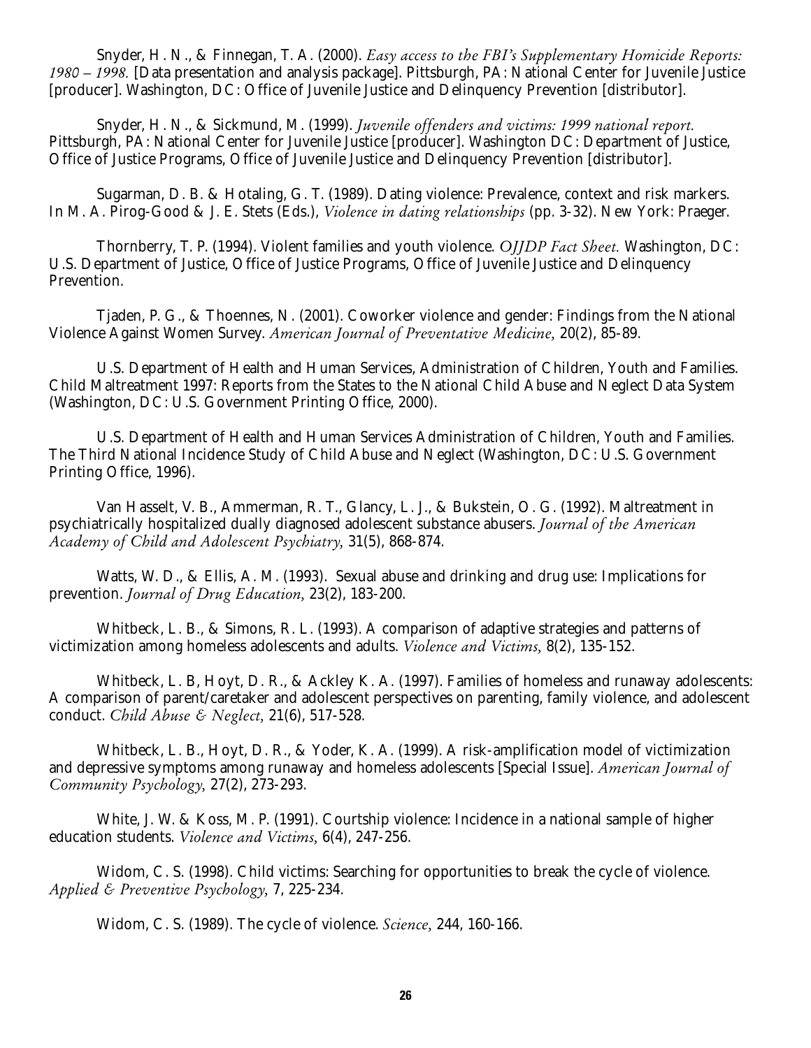Snyder, H. N., & Finnegan, T. A. (2000). *Easy access to the FBI's Supplementary Homicide Reports: 1980 – 1998.* [Data presentation and analysis package]. Pittsburgh, PA: National Center for Juvenile Justice [producer]. Washington, DC: Office of Juvenile Justice and Delinquency Prevention [distributor].

Snyder, H. N., & Sickmund, M. (1999). *Juvenile offenders and victims: 1999 national report.* Pittsburgh, PA: National Center for Juvenile Justice [producer]. Washington DC: Department of Justice, Office of Justice Programs, Office of Juvenile Justice and Delinquency Prevention [distributor].

Sugarman, D. B. & Hotaling, G. T. (1989). Dating violence: Prevalence, context and risk markers. In M. A. Pirog-Good & J. E. Stets (Eds.), *Violence in dating relationships* (pp. 3-32). New York: Praeger.

Thornberry, T. P. (1994). Violent families and youth violence. *OJJDP Fact Sheet.* Washington, DC: U.S. Department of Justice, Office of Justice Programs, Office of Juvenile Justice and Delinquency Prevention.

Tjaden, P. G., & Thoennes, N. (2001). Coworker violence and gender: Findings from the National Violence Against Women Survey. *American Journal of Preventative Medicine*, 20(2), 85-89.

U.S. Department of Health and Human Services, Administration of Children, Youth and Families. Child Maltreatment 1997: Reports from the States to the National Child Abuse and Neglect Data System (Washington, DC: U.S. Government Printing Office, 2000).

U.S. Department of Health and Human Services Administration of Children, Youth and Families. The Third National Incidence Study of Child Abuse and Neglect (Washington, DC: U.S. Government Printing Office, 1996).

Van Hasselt, V. B., Ammerman, R. T., Glancy, L. J., & Bukstein, O. G. (1992). Maltreatment in psychiatrically hospitalized dually diagnosed adolescent substance abusers. *Journal of the American Academy of Child and Adolescent Psychiatry*, 31(5), 868-874.

Watts, W. D., & Ellis, A. M. (1993). Sexual abuse and drinking and drug use: Implications for prevention. *Journal of Drug Education*, 23(2), 183-200.

Whitbeck, L. B., & Simons, R. L. (1993). A comparison of adaptive strategies and patterns of victimization among homeless adolescents and adults. *Violence and Victims*, 8(2), 135-152.

Whitbeck, L. B, Hoyt, D. R., & Ackley K. A. (1997). Families of homeless and runaway adolescents: A comparison of parent/caretaker and adolescent perspectives on parenting, family violence, and adolescent conduct. *Child Abuse & Neglect*, 21(6), 517-528.

Whitbeck, L. B., Hoyt, D. R., & Yoder, K. A. (1999). A risk-amplification model of victimization and depressive symptoms among runaway and homeless adolescents [Special Issue]. *American Journal of Community Psychology*, 27(2), 273-293.

White, J. W. & Koss, M. P. (1991). Courtship violence: Incidence in a national sample of higher education students. *Violence and Victims*, 6(4), 247-256.

Widom, C. S. (1998). Child victims: Searching for opportunities to break the cycle of violence. *Applied & Preventive Psychology*, 7, 225-234.

Widom, C. S. (1989). The cycle of violence. *Science*, 244, 160-166.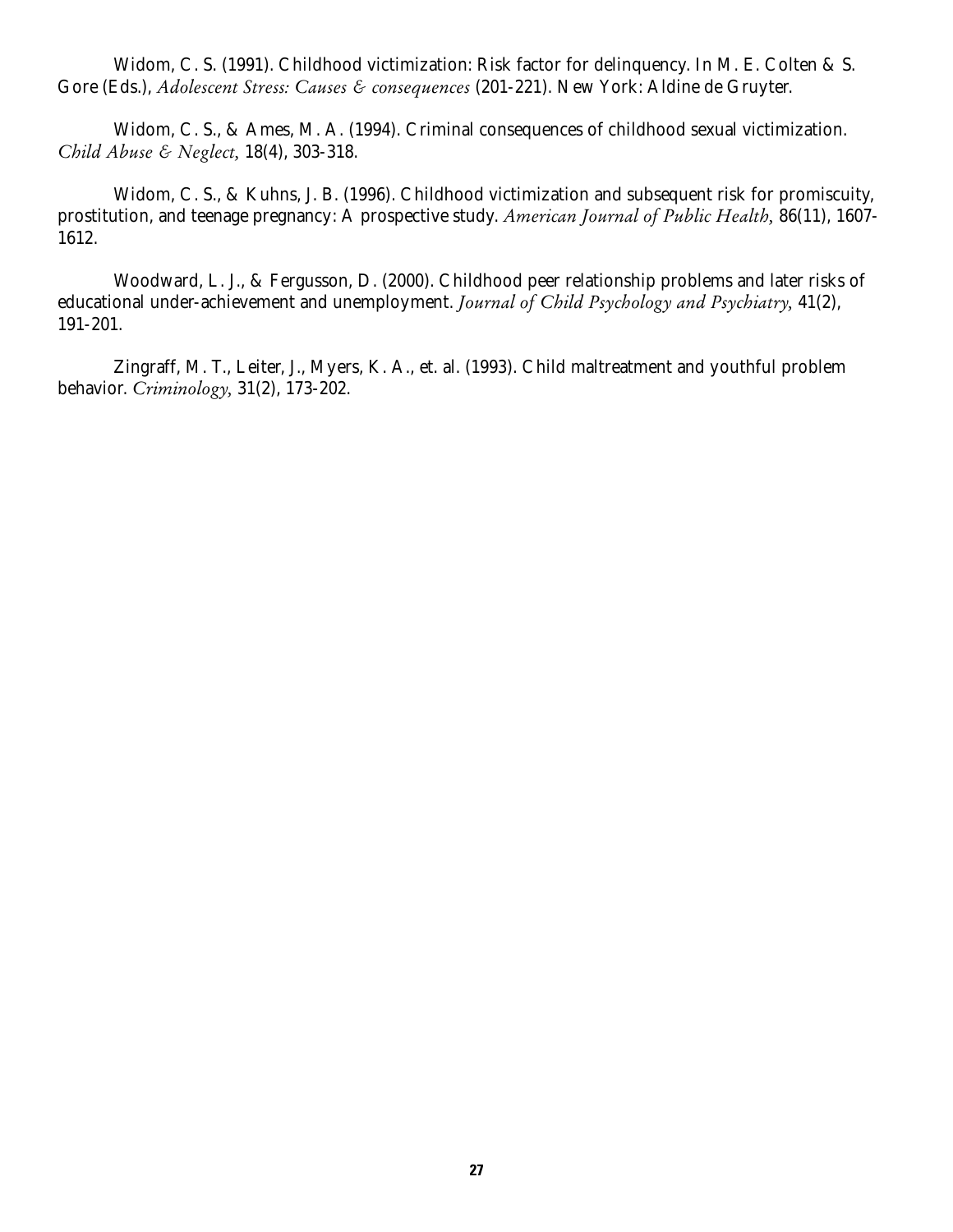Widom, C. S. (1991). Childhood victimization: Risk factor for delinquency. In M. E. Colten & S. Gore (Eds.), *Adolescent Stress: Causes & consequences* (201-221). New York: Aldine de Gruyter.

Widom, C. S., & Ames, M. A. (1994). Criminal consequences of childhood sexual victimization. *Child Abuse & Neglect*, 18(4), 303-318.

Widom, C. S., & Kuhns, J. B. (1996). Childhood victimization and subsequent risk for promiscuity, prostitution, and teenage pregnancy: A prospective study. *American Journal of Public Health*, 86(11), 1607-1612.

Woodward, L. J., & Fergusson, D. (2000). Childhood peer relationship problems and later risks of educational under-achievement and unemployment. *Journal of Child Psychology and Psychiatry*, 41(2), 191-201.

Zingraff, M. T., Leiter, J., Myers, K. A., et. al. (1993). Child maltreatment and youthful problem behavior. *Criminology*, 31(2), 173-202.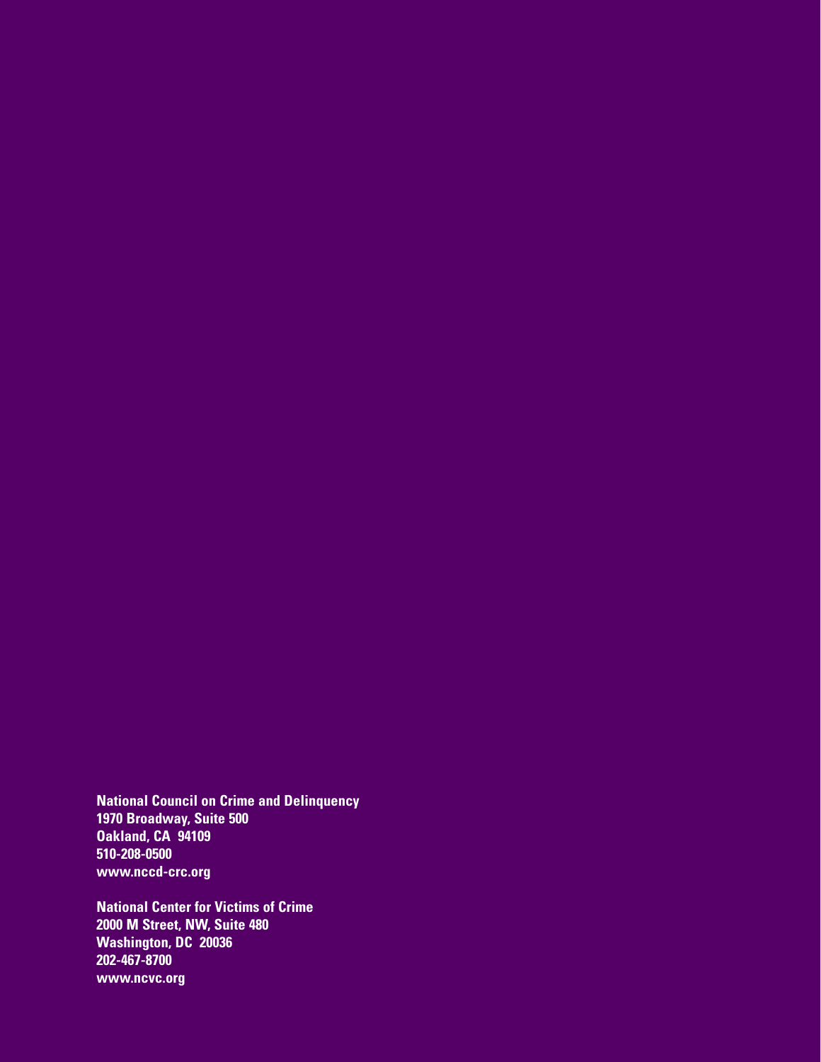**National Council on Crime and Delinquency**
**1970 Broadway, Suite 500**
**Oakland, CA 94109**
**510-208-0500**
**www.nccd-crc.org**

**National Center for Victims of Crime**
**2000 M Street, NW, Suite 480**
**Washington, DC 20036**
**202-467-8700**
**www.ncvc.org**